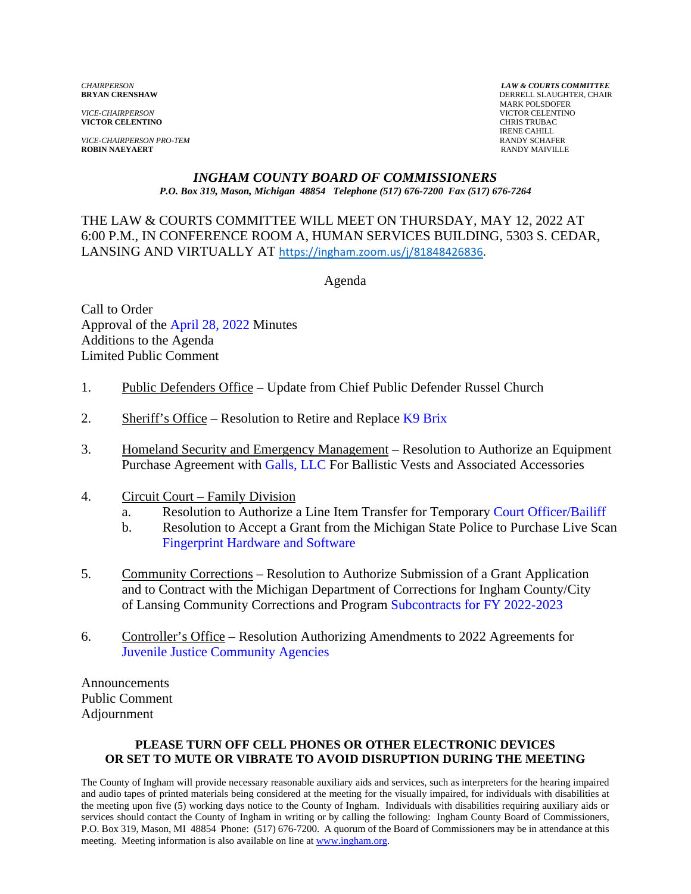*CHAIRPERSON*
**BRYAN CRENSHAW**

*VICE-CHAIRPERSON*
**VICTOR CELENTINO**

*VICE-CHAIRPERSON PRO-TEM*
**ROBIN NAEYAERT**

***LAW & COURTS COMMITTEE***
DERRELL SLAUGHTER, CHAIR
MARK POLSDOFER
VICTOR CELENTINO
CHRIS TRUBAC
IRENE CAHILL
RANDY SCHAFER
RANDY MAIVILLE

# *INGHAM COUNTY BOARD OF COMMISSIONERS*

***P.O. Box 319, Mason, Michigan 48854 Telephone (517) 676-7200 Fax (517) 676-7264***

THE LAW & COURTS COMMITTEE WILL MEET ON THURSDAY, MAY 12, 2022 AT 6:00 P.M., IN CONFERENCE ROOM A, HUMAN SERVICES BUILDING, 5303 S. CEDAR, LANSING AND VIRTUALLY AT https://ingham.zoom.us/j/81848426836.

## Agenda

Call to Order
Approval of the April 28, 2022 Minutes
Additions to the Agenda
Limited Public Comment

1. Public Defenders Office – Update from Chief Public Defender Russel Church

2. Sheriff's Office – Resolution to Retire and Replace K9 Brix

3. Homeland Security and Emergency Management – Resolution to Authorize an Equipment Purchase Agreement with Galls, LLC For Ballistic Vests and Associated Accessories

4. Circuit Court – Family Division
   a. Resolution to Authorize a Line Item Transfer for Temporary Court Officer/Bailiff
   b. Resolution to Accept a Grant from the Michigan State Police to Purchase Live Scan Fingerprint Hardware and Software

5. Community Corrections – Resolution to Authorize Submission of a Grant Application and to Contract with the Michigan Department of Corrections for Ingham County/City of Lansing Community Corrections and Program Subcontracts for FY 2022-2023

6. Controller's Office – Resolution Authorizing Amendments to 2022 Agreements for Juvenile Justice Community Agencies

Announcements
Public Comment
Adjournment

**PLEASE TURN OFF CELL PHONES OR OTHER ELECTRONIC DEVICES OR SET TO MUTE OR VIBRATE TO AVOID DISRUPTION DURING THE MEETING**

The County of Ingham will provide necessary reasonable auxiliary aids and services, such as interpreters for the hearing impaired and audio tapes of printed materials being considered at the meeting for the visually impaired, for individuals with disabilities at the meeting upon five (5) working days notice to the County of Ingham. Individuals with disabilities requiring auxiliary aids or services should contact the County of Ingham in writing or by calling the following: Ingham County Board of Commissioners, P.O. Box 319, Mason, MI 48854 Phone: (517) 676-7200. A quorum of the Board of Commissioners may be in attendance at this meeting. Meeting information is also available on line at www.ingham.org.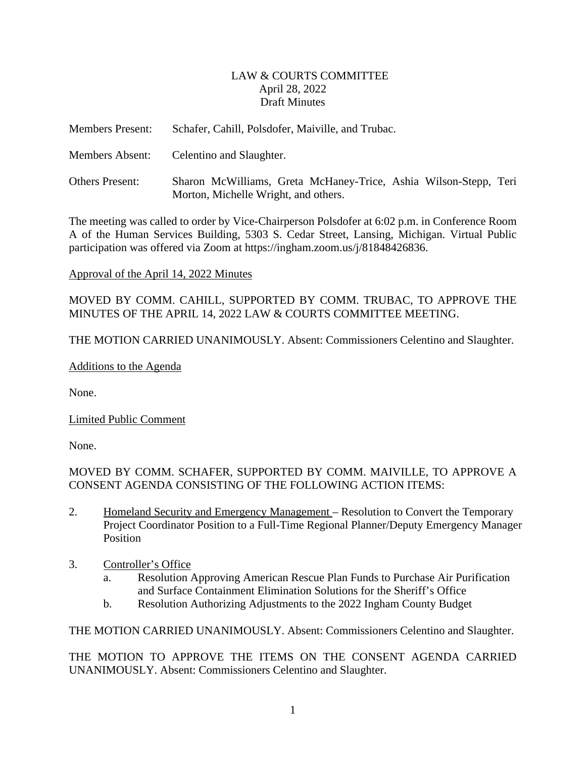LAW & COURTS COMMITTEE
April 28, 2022
Draft Minutes

Members Present: Schafer, Cahill, Polsdofer, Maiville, and Trubac.

Members Absent: Celentino and Slaughter.

Others Present: Sharon McWilliams, Greta McHaney-Trice, Ashia Wilson-Stepp, Teri Morton, Michelle Wright, and others.

The meeting was called to order by Vice-Chairperson Polsdofer at 6:02 p.m. in Conference Room A of the Human Services Building, 5303 S. Cedar Street, Lansing, Michigan. Virtual Public participation was offered via Zoom at https://ingham.zoom.us/j/81848426836.

Approval of the April 14, 2022 Minutes

MOVED BY COMM. CAHILL, SUPPORTED BY COMM. TRUBAC, TO APPROVE THE MINUTES OF THE APRIL 14, 2022 LAW & COURTS COMMITTEE MEETING.

THE MOTION CARRIED UNANIMOUSLY. Absent: Commissioners Celentino and Slaughter.

Additions to the Agenda

None.

Limited Public Comment

None.

MOVED BY COMM. SCHAFER, SUPPORTED BY COMM. MAIVILLE, TO APPROVE A CONSENT AGENDA CONSISTING OF THE FOLLOWING ACTION ITEMS:

2. Homeland Security and Emergency Management – Resolution to Convert the Temporary Project Coordinator Position to a Full-Time Regional Planner/Deputy Emergency Manager Position

3. Controller's Office
   a. Resolution Approving American Rescue Plan Funds to Purchase Air Purification and Surface Containment Elimination Solutions for the Sheriff's Office
   b. Resolution Authorizing Adjustments to the 2022 Ingham County Budget

THE MOTION CARRIED UNANIMOUSLY. Absent: Commissioners Celentino and Slaughter.

THE MOTION TO APPROVE THE ITEMS ON THE CONSENT AGENDA CARRIED UNANIMOUSLY. Absent: Commissioners Celentino and Slaughter.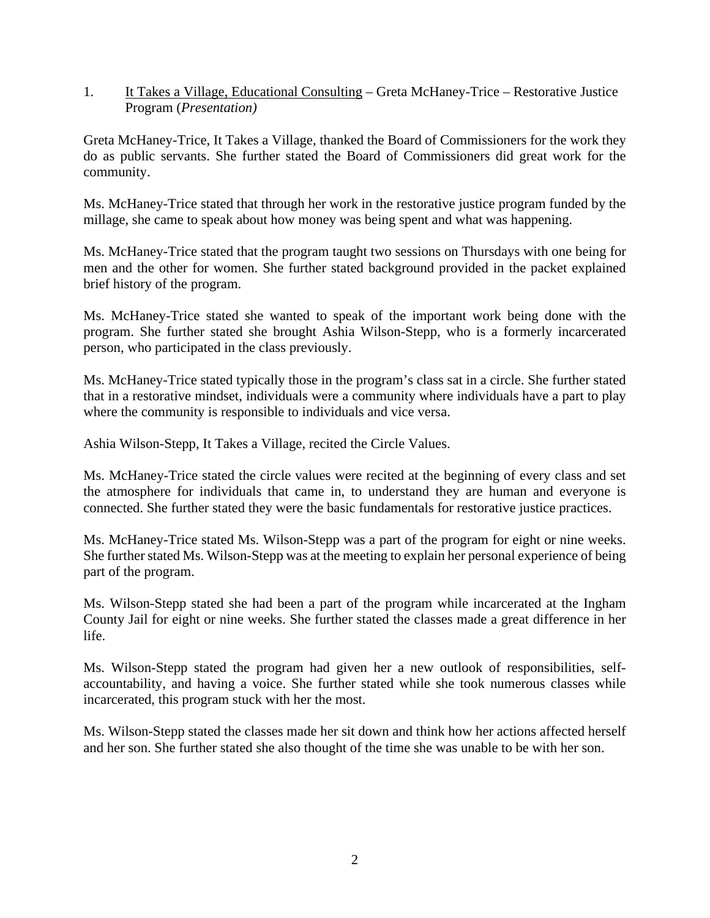1. <u>It Takes a Village, Educational Consulting</u> – Greta McHaney-Trice – Restorative Justice Program (*Presentation)*

Greta McHaney-Trice, It Takes a Village, thanked the Board of Commissioners for the work they do as public servants. She further stated the Board of Commissioners did great work for the community.

Ms. McHaney-Trice stated that through her work in the restorative justice program funded by the millage, she came to speak about how money was being spent and what was happening.

Ms. McHaney-Trice stated that the program taught two sessions on Thursdays with one being for men and the other for women. She further stated background provided in the packet explained brief history of the program.

Ms. McHaney-Trice stated she wanted to speak of the important work being done with the program. She further stated she brought Ashia Wilson-Stepp, who is a formerly incarcerated person, who participated in the class previously.

Ms. McHaney-Trice stated typically those in the program's class sat in a circle. She further stated that in a restorative mindset, individuals were a community where individuals have a part to play where the community is responsible to individuals and vice versa.

Ashia Wilson-Stepp, It Takes a Village, recited the Circle Values.

Ms. McHaney-Trice stated the circle values were recited at the beginning of every class and set the atmosphere for individuals that came in, to understand they are human and everyone is connected. She further stated they were the basic fundamentals for restorative justice practices.

Ms. McHaney-Trice stated Ms. Wilson-Stepp was a part of the program for eight or nine weeks. She further stated Ms. Wilson-Stepp was at the meeting to explain her personal experience of being part of the program.

Ms. Wilson-Stepp stated she had been a part of the program while incarcerated at the Ingham County Jail for eight or nine weeks. She further stated the classes made a great difference in her life.

Ms. Wilson-Stepp stated the program had given her a new outlook of responsibilities, self-accountability, and having a voice. She further stated while she took numerous classes while incarcerated, this program stuck with her the most.

Ms. Wilson-Stepp stated the classes made her sit down and think how her actions affected herself and her son. She further stated she also thought of the time she was unable to be with her son.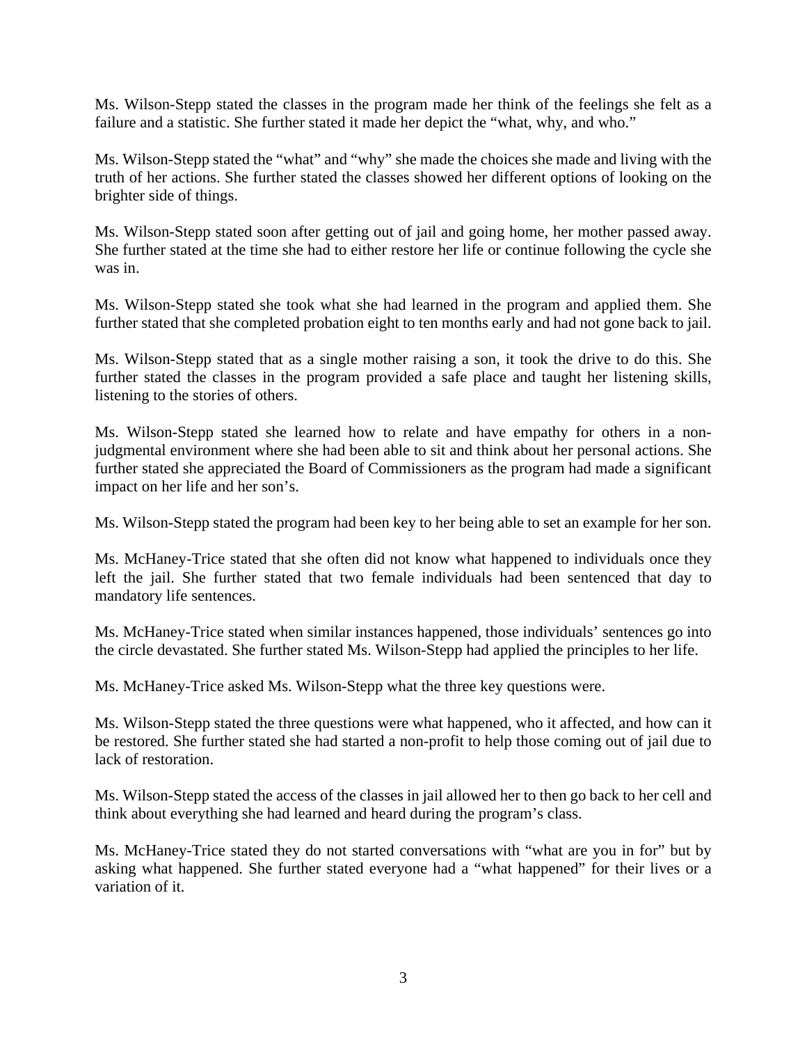Ms. Wilson-Stepp stated the classes in the program made her think of the feelings she felt as a failure and a statistic. She further stated it made her depict the "what, why, and who."

Ms. Wilson-Stepp stated the "what" and "why" she made the choices she made and living with the truth of her actions. She further stated the classes showed her different options of looking on the brighter side of things.

Ms. Wilson-Stepp stated soon after getting out of jail and going home, her mother passed away. She further stated at the time she had to either restore her life or continue following the cycle she was in.

Ms. Wilson-Stepp stated she took what she had learned in the program and applied them. She further stated that she completed probation eight to ten months early and had not gone back to jail.

Ms. Wilson-Stepp stated that as a single mother raising a son, it took the drive to do this. She further stated the classes in the program provided a safe place and taught her listening skills, listening to the stories of others.

Ms. Wilson-Stepp stated she learned how to relate and have empathy for others in a non-judgmental environment where she had been able to sit and think about her personal actions. She further stated she appreciated the Board of Commissioners as the program had made a significant impact on her life and her son's.

Ms. Wilson-Stepp stated the program had been key to her being able to set an example for her son.

Ms. McHaney-Trice stated that she often did not know what happened to individuals once they left the jail. She further stated that two female individuals had been sentenced that day to mandatory life sentences.

Ms. McHaney-Trice stated when similar instances happened, those individuals' sentences go into the circle devastated. She further stated Ms. Wilson-Stepp had applied the principles to her life.

Ms. McHaney-Trice asked Ms. Wilson-Stepp what the three key questions were.

Ms. Wilson-Stepp stated the three questions were what happened, who it affected, and how can it be restored. She further stated she had started a non-profit to help those coming out of jail due to lack of restoration.

Ms. Wilson-Stepp stated the access of the classes in jail allowed her to then go back to her cell and think about everything she had learned and heard during the program's class.

Ms. McHaney-Trice stated they do not started conversations with "what are you in for" but by asking what happened. She further stated everyone had a "what happened" for their lives or a variation of it.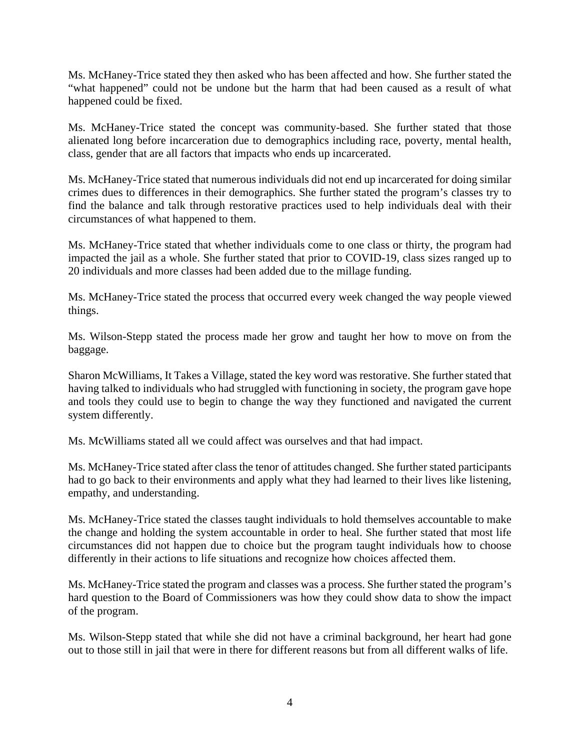Ms. McHaney-Trice stated they then asked who has been affected and how. She further stated the "what happened" could not be undone but the harm that had been caused as a result of what happened could be fixed.

Ms. McHaney-Trice stated the concept was community-based. She further stated that those alienated long before incarceration due to demographics including race, poverty, mental health, class, gender that are all factors that impacts who ends up incarcerated.

Ms. McHaney-Trice stated that numerous individuals did not end up incarcerated for doing similar crimes dues to differences in their demographics. She further stated the program's classes try to find the balance and talk through restorative practices used to help individuals deal with their circumstances of what happened to them.

Ms. McHaney-Trice stated that whether individuals come to one class or thirty, the program had impacted the jail as a whole. She further stated that prior to COVID-19, class sizes ranged up to 20 individuals and more classes had been added due to the millage funding.

Ms. McHaney-Trice stated the process that occurred every week changed the way people viewed things.

Ms. Wilson-Stepp stated the process made her grow and taught her how to move on from the baggage.

Sharon McWilliams, It Takes a Village, stated the key word was restorative. She further stated that having talked to individuals who had struggled with functioning in society, the program gave hope and tools they could use to begin to change the way they functioned and navigated the current system differently.

Ms. McWilliams stated all we could affect was ourselves and that had impact.

Ms. McHaney-Trice stated after class the tenor of attitudes changed. She further stated participants had to go back to their environments and apply what they had learned to their lives like listening, empathy, and understanding.

Ms. McHaney-Trice stated the classes taught individuals to hold themselves accountable to make the change and holding the system accountable in order to heal. She further stated that most life circumstances did not happen due to choice but the program taught individuals how to choose differently in their actions to life situations and recognize how choices affected them.

Ms. McHaney-Trice stated the program and classes was a process. She further stated the program's hard question to the Board of Commissioners was how they could show data to show the impact of the program.

Ms. Wilson-Stepp stated that while she did not have a criminal background, her heart had gone out to those still in jail that were in there for different reasons but from all different walks of life.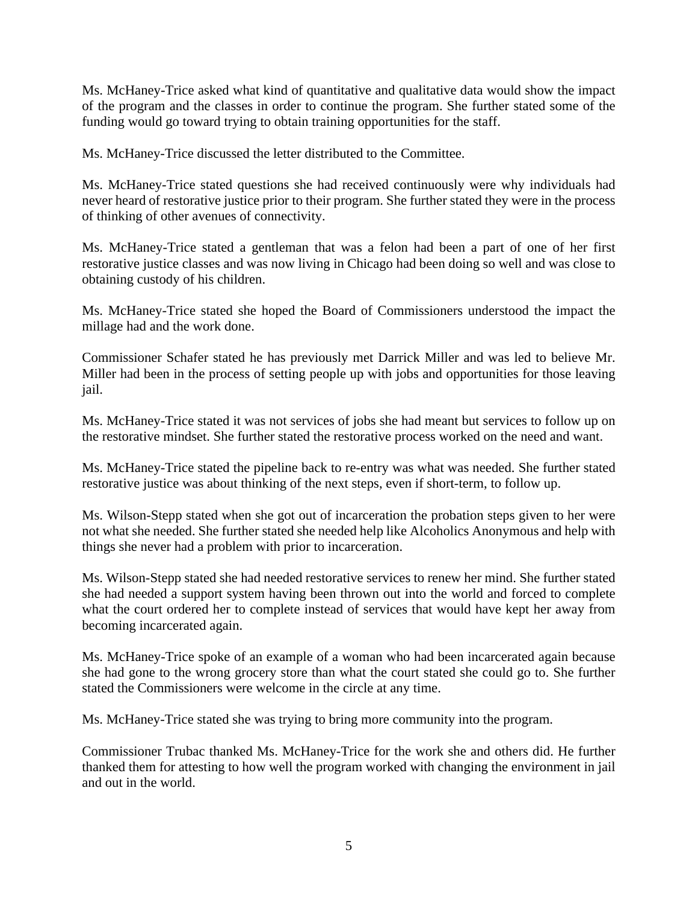Ms. McHaney-Trice asked what kind of quantitative and qualitative data would show the impact of the program and the classes in order to continue the program. She further stated some of the funding would go toward trying to obtain training opportunities for the staff.

Ms. McHaney-Trice discussed the letter distributed to the Committee.

Ms. McHaney-Trice stated questions she had received continuously were why individuals had never heard of restorative justice prior to their program. She further stated they were in the process of thinking of other avenues of connectivity.

Ms. McHaney-Trice stated a gentleman that was a felon had been a part of one of her first restorative justice classes and was now living in Chicago had been doing so well and was close to obtaining custody of his children.

Ms. McHaney-Trice stated she hoped the Board of Commissioners understood the impact the millage had and the work done.

Commissioner Schafer stated he has previously met Darrick Miller and was led to believe Mr. Miller had been in the process of setting people up with jobs and opportunities for those leaving jail.

Ms. McHaney-Trice stated it was not services of jobs she had meant but services to follow up on the restorative mindset. She further stated the restorative process worked on the need and want.

Ms. McHaney-Trice stated the pipeline back to re-entry was what was needed. She further stated restorative justice was about thinking of the next steps, even if short-term, to follow up.

Ms. Wilson-Stepp stated when she got out of incarceration the probation steps given to her were not what she needed. She further stated she needed help like Alcoholics Anonymous and help with things she never had a problem with prior to incarceration.

Ms. Wilson-Stepp stated she had needed restorative services to renew her mind. She further stated she had needed a support system having been thrown out into the world and forced to complete what the court ordered her to complete instead of services that would have kept her away from becoming incarcerated again.

Ms. McHaney-Trice spoke of an example of a woman who had been incarcerated again because she had gone to the wrong grocery store than what the court stated she could go to. She further stated the Commissioners were welcome in the circle at any time.

Ms. McHaney-Trice stated she was trying to bring more community into the program.

Commissioner Trubac thanked Ms. McHaney-Trice for the work she and others did. He further thanked them for attesting to how well the program worked with changing the environment in jail and out in the world.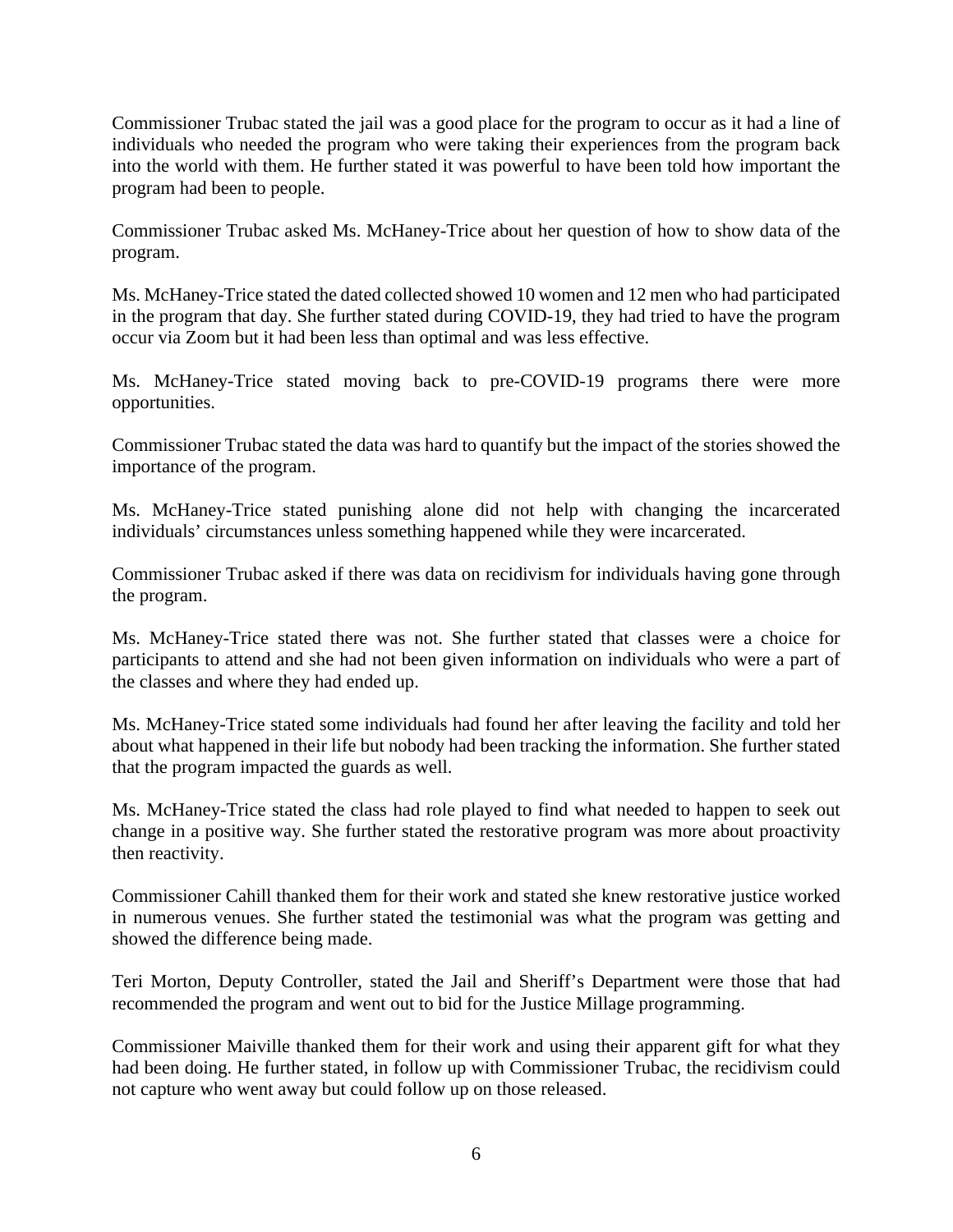Commissioner Trubac stated the jail was a good place for the program to occur as it had a line of individuals who needed the program who were taking their experiences from the program back into the world with them. He further stated it was powerful to have been told how important the program had been to people.

Commissioner Trubac asked Ms. McHaney-Trice about her question of how to show data of the program.

Ms. McHaney-Trice stated the dated collected showed 10 women and 12 men who had participated in the program that day. She further stated during COVID-19, they had tried to have the program occur via Zoom but it had been less than optimal and was less effective.

Ms. McHaney-Trice stated moving back to pre-COVID-19 programs there were more opportunities.

Commissioner Trubac stated the data was hard to quantify but the impact of the stories showed the importance of the program.

Ms. McHaney-Trice stated punishing alone did not help with changing the incarcerated individuals' circumstances unless something happened while they were incarcerated.

Commissioner Trubac asked if there was data on recidivism for individuals having gone through the program.

Ms. McHaney-Trice stated there was not. She further stated that classes were a choice for participants to attend and she had not been given information on individuals who were a part of the classes and where they had ended up.

Ms. McHaney-Trice stated some individuals had found her after leaving the facility and told her about what happened in their life but nobody had been tracking the information. She further stated that the program impacted the guards as well.

Ms. McHaney-Trice stated the class had role played to find what needed to happen to seek out change in a positive way. She further stated the restorative program was more about proactivity then reactivity.

Commissioner Cahill thanked them for their work and stated she knew restorative justice worked in numerous venues. She further stated the testimonial was what the program was getting and showed the difference being made.

Teri Morton, Deputy Controller, stated the Jail and Sheriff's Department were those that had recommended the program and went out to bid for the Justice Millage programming.

Commissioner Maiville thanked them for their work and using their apparent gift for what they had been doing. He further stated, in follow up with Commissioner Trubac, the recidivism could not capture who went away but could follow up on those released.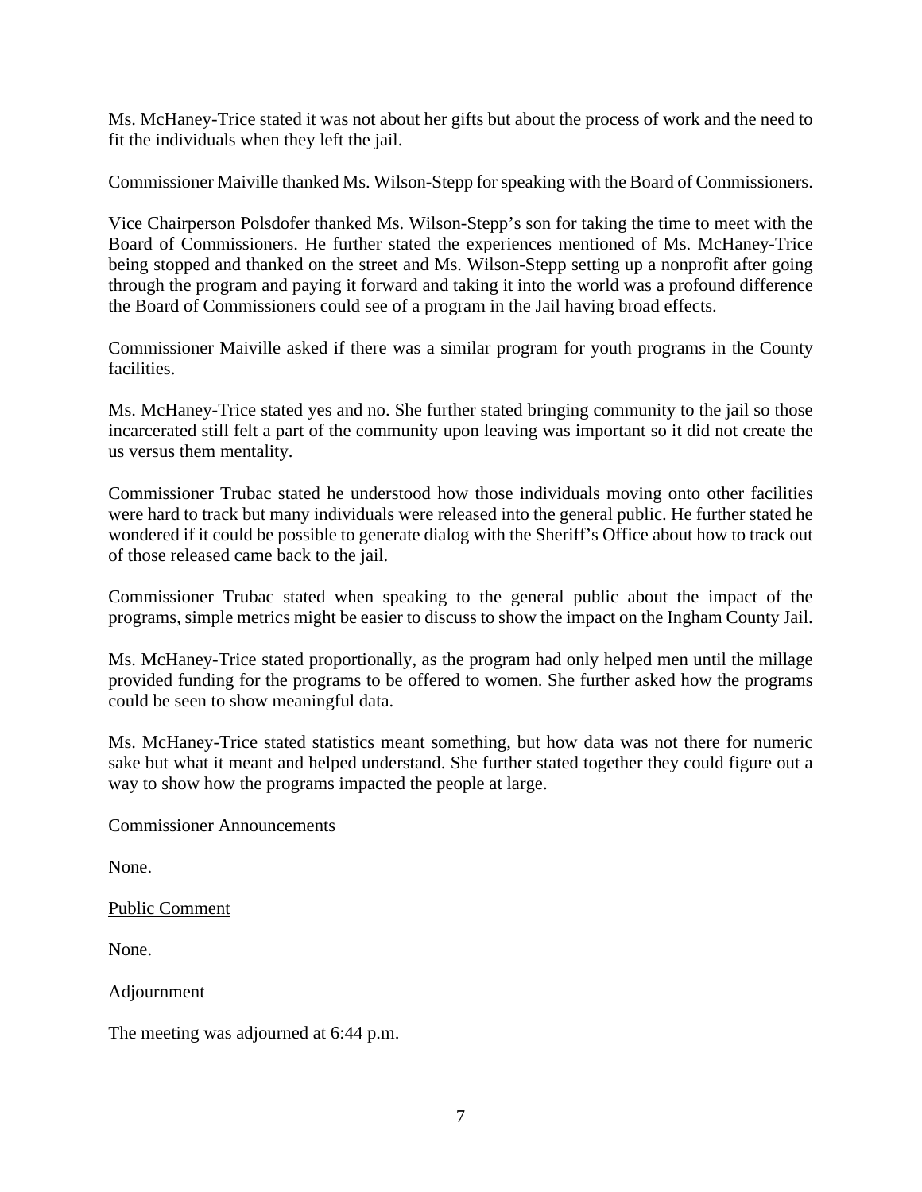Ms. McHaney-Trice stated it was not about her gifts but about the process of work and the need to fit the individuals when they left the jail.

Commissioner Maiville thanked Ms. Wilson-Stepp for speaking with the Board of Commissioners.

Vice Chairperson Polsdofer thanked Ms. Wilson-Stepp's son for taking the time to meet with the Board of Commissioners. He further stated the experiences mentioned of Ms. McHaney-Trice being stopped and thanked on the street and Ms. Wilson-Stepp setting up a nonprofit after going through the program and paying it forward and taking it into the world was a profound difference the Board of Commissioners could see of a program in the Jail having broad effects.

Commissioner Maiville asked if there was a similar program for youth programs in the County facilities.

Ms. McHaney-Trice stated yes and no. She further stated bringing community to the jail so those incarcerated still felt a part of the community upon leaving was important so it did not create the us versus them mentality.

Commissioner Trubac stated he understood how those individuals moving onto other facilities were hard to track but many individuals were released into the general public. He further stated he wondered if it could be possible to generate dialog with the Sheriff's Office about how to track out of those released came back to the jail.

Commissioner Trubac stated when speaking to the general public about the impact of the programs, simple metrics might be easier to discuss to show the impact on the Ingham County Jail.

Ms. McHaney-Trice stated proportionally, as the program had only helped men until the millage provided funding for the programs to be offered to women. She further asked how the programs could be seen to show meaningful data.

Ms. McHaney-Trice stated statistics meant something, but how data was not there for numeric sake but what it meant and helped understand. She further stated together they could figure out a way to show how the programs impacted the people at large.

Commissioner Announcements

None.

Public Comment

None.

Adjournment

The meeting was adjourned at 6:44 p.m.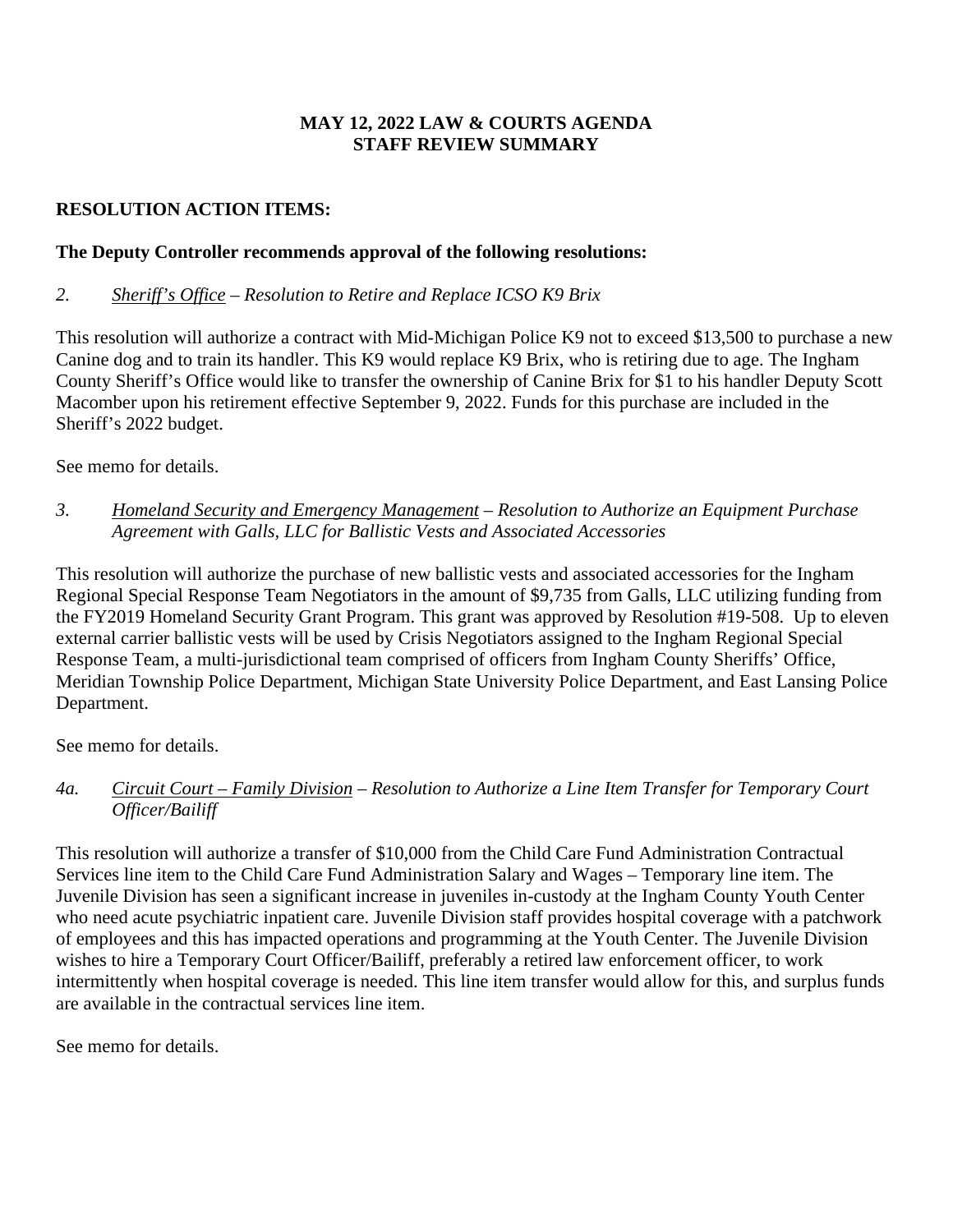# MAY 12, 2022 LAW & COURTS AGENDA
# STAFF REVIEW SUMMARY

**RESOLUTION ACTION ITEMS:**

**The Deputy Controller recommends approval of the following resolutions:**

*2. Sheriff's Office – Resolution to Retire and Replace ICSO K9 Brix*

This resolution will authorize a contract with Mid-Michigan Police K9 not to exceed $13,500 to purchase a new Canine dog and to train its handler. This K9 would replace K9 Brix, who is retiring due to age. The Ingham County Sheriff's Office would like to transfer the ownership of Canine Brix for $1 to his handler Deputy Scott Macomber upon his retirement effective September 9, 2022. Funds for this purchase are included in the Sheriff's 2022 budget.

See memo for details.

*3. Homeland Security and Emergency Management – Resolution to Authorize an Equipment Purchase Agreement with Galls, LLC for Ballistic Vests and Associated Accessories*

This resolution will authorize the purchase of new ballistic vests and associated accessories for the Ingham Regional Special Response Team Negotiators in the amount of $9,735 from Galls, LLC utilizing funding from the FY2019 Homeland Security Grant Program. This grant was approved by Resolution #19-508. Up to eleven external carrier ballistic vests will be used by Crisis Negotiators assigned to the Ingham Regional Special Response Team, a multi-jurisdictional team comprised of officers from Ingham County Sheriffs' Office, Meridian Township Police Department, Michigan State University Police Department, and East Lansing Police Department.

See memo for details.

*4a. Circuit Court – Family Division – Resolution to Authorize a Line Item Transfer for Temporary Court Officer/Bailiff*

This resolution will authorize a transfer of $10,000 from the Child Care Fund Administration Contractual Services line item to the Child Care Fund Administration Salary and Wages – Temporary line item. The Juvenile Division has seen a significant increase in juveniles in-custody at the Ingham County Youth Center who need acute psychiatric inpatient care. Juvenile Division staff provides hospital coverage with a patchwork of employees and this has impacted operations and programming at the Youth Center. The Juvenile Division wishes to hire a Temporary Court Officer/Bailiff, preferably a retired law enforcement officer, to work intermittently when hospital coverage is needed. This line item transfer would allow for this, and surplus funds are available in the contractual services line item.

See memo for details.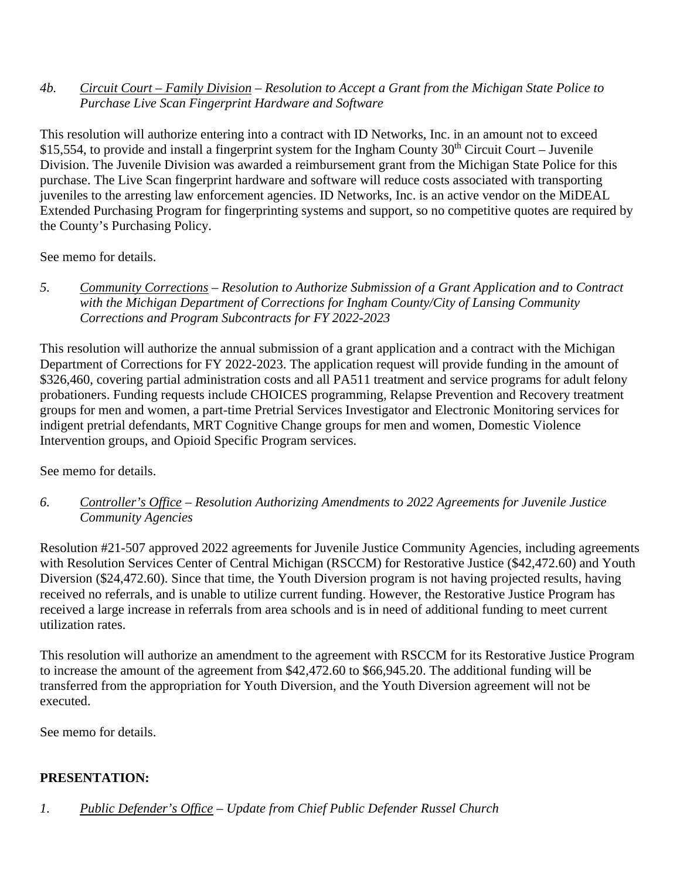*4b.* *<u>Circuit Court – Family Division</u> – Resolution to Accept a Grant from the Michigan State Police to Purchase Live Scan Fingerprint Hardware and Software*

This resolution will authorize entering into a contract with ID Networks, Inc. in an amount not to exceed $15,554, to provide and install a fingerprint system for the Ingham County 30th Circuit Court – Juvenile Division. The Juvenile Division was awarded a reimbursement grant from the Michigan State Police for this purchase. The Live Scan fingerprint hardware and software will reduce costs associated with transporting juveniles to the arresting law enforcement agencies. ID Networks, Inc. is an active vendor on the MiDEAL Extended Purchasing Program for fingerprinting systems and support, so no competitive quotes are required by the County's Purchasing Policy.

See memo for details.

*5.* *<u>Community Corrections</u> – Resolution to Authorize Submission of a Grant Application and to Contract with the Michigan Department of Corrections for Ingham County/City of Lansing Community Corrections and Program Subcontracts for FY 2022-2023*

This resolution will authorize the annual submission of a grant application and a contract with the Michigan Department of Corrections for FY 2022-2023. The application request will provide funding in the amount of $326,460, covering partial administration costs and all PA511 treatment and service programs for adult felony probationers. Funding requests include CHOICES programming, Relapse Prevention and Recovery treatment groups for men and women, a part-time Pretrial Services Investigator and Electronic Monitoring services for indigent pretrial defendants, MRT Cognitive Change groups for men and women, Domestic Violence Intervention groups, and Opioid Specific Program services.

See memo for details.

*6.* *<u>Controller's Office</u> – Resolution Authorizing Amendments to 2022 Agreements for Juvenile Justice Community Agencies*

Resolution #21-507 approved 2022 agreements for Juvenile Justice Community Agencies, including agreements with Resolution Services Center of Central Michigan (RSCCM) for Restorative Justice ($42,472.60) and Youth Diversion ($24,472.60). Since that time, the Youth Diversion program is not having projected results, having received no referrals, and is unable to utilize current funding. However, the Restorative Justice Program has received a large increase in referrals from area schools and is in need of additional funding to meet current utilization rates.

This resolution will authorize an amendment to the agreement with RSCCM for its Restorative Justice Program to increase the amount of the agreement from $42,472.60 to $66,945.20. The additional funding will be transferred from the appropriation for Youth Diversion, and the Youth Diversion agreement will not be executed.

See memo for details.

**PRESENTATION:**

*1.* *<u>Public Defender's Office</u> – Update from Chief Public Defender Russel Church*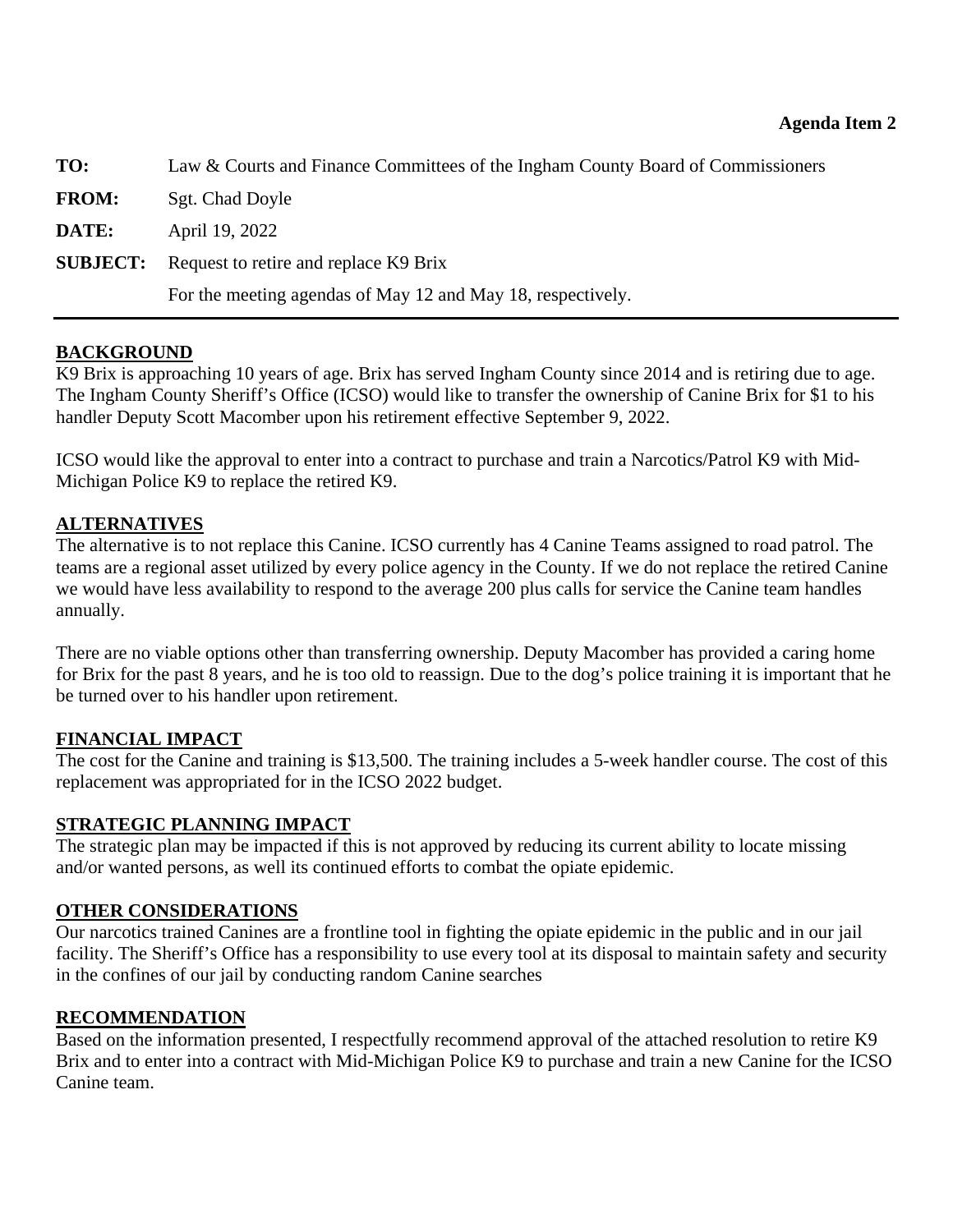**Agenda Item 2**

| | |
|---|---|
| **TO:** | Law & Courts and Finance Committees of the Ingham County Board of Commissioners |
| **FROM:** | Sgt. Chad Doyle |
| **DATE:** | April 19, 2022 |
| **SUBJECT:** | Request to retire and replace K9 Brix<br>For the meeting agendas of May 12 and May 18, respectively. |

## BACKGROUND

K9 Brix is approaching 10 years of age. Brix has served Ingham County since 2014 and is retiring due to age. The Ingham County Sheriff's Office (ICSO) would like to transfer the ownership of Canine Brix for $1 to his handler Deputy Scott Macomber upon his retirement effective September 9, 2022.

ICSO would like the approval to enter into a contract to purchase and train a Narcotics/Patrol K9 with Mid-Michigan Police K9 to replace the retired K9.

## ALTERNATIVES

The alternative is to not replace this Canine. ICSO currently has 4 Canine Teams assigned to road patrol. The teams are a regional asset utilized by every police agency in the County. If we do not replace the retired Canine we would have less availability to respond to the average 200 plus calls for service the Canine team handles annually.

There are no viable options other than transferring ownership. Deputy Macomber has provided a caring home for Brix for the past 8 years, and he is too old to reassign. Due to the dog's police training it is important that he be turned over to his handler upon retirement.

## FINANCIAL IMPACT

The cost for the Canine and training is $13,500. The training includes a 5-week handler course. The cost of this replacement was appropriated for in the ICSO 2022 budget.

## STRATEGIC PLANNING IMPACT

The strategic plan may be impacted if this is not approved by reducing its current ability to locate missing and/or wanted persons, as well its continued efforts to combat the opiate epidemic.

## OTHER CONSIDERATIONS

Our narcotics trained Canines are a frontline tool in fighting the opiate epidemic in the public and in our jail facility. The Sheriff's Office has a responsibility to use every tool at its disposal to maintain safety and security in the confines of our jail by conducting random Canine searches

## RECOMMENDATION

Based on the information presented, I respectfully recommend approval of the attached resolution to retire K9 Brix and to enter into a contract with Mid-Michigan Police K9 to purchase and train a new Canine for the ICSO Canine team.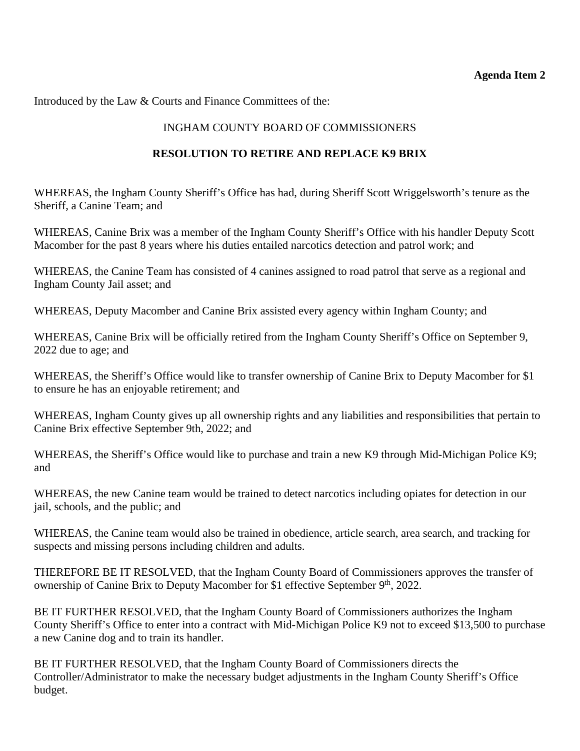**Agenda Item 2**

Introduced by the Law & Courts and Finance Committees of the:

INGHAM COUNTY BOARD OF COMMISSIONERS

**RESOLUTION TO RETIRE AND REPLACE K9 BRIX**

WHEREAS, the Ingham County Sheriff's Office has had, during Sheriff Scott Wriggelsworth's tenure as the Sheriff, a Canine Team; and

WHEREAS, Canine Brix was a member of the Ingham County Sheriff's Office with his handler Deputy Scott Macomber for the past 8 years where his duties entailed narcotics detection and patrol work; and

WHEREAS, the Canine Team has consisted of 4 canines assigned to road patrol that serve as a regional and Ingham County Jail asset; and

WHEREAS, Deputy Macomber and Canine Brix assisted every agency within Ingham County; and

WHEREAS, Canine Brix will be officially retired from the Ingham County Sheriff's Office on September 9, 2022 due to age; and

WHEREAS, the Sheriff's Office would like to transfer ownership of Canine Brix to Deputy Macomber for $1 to ensure he has an enjoyable retirement; and

WHEREAS, Ingham County gives up all ownership rights and any liabilities and responsibilities that pertain to Canine Brix effective September 9th, 2022; and

WHEREAS, the Sheriff's Office would like to purchase and train a new K9 through Mid-Michigan Police K9; and

WHEREAS, the new Canine team would be trained to detect narcotics including opiates for detection in our jail, schools, and the public; and

WHEREAS, the Canine team would also be trained in obedience, article search, area search, and tracking for suspects and missing persons including children and adults.

THEREFORE BE IT RESOLVED, that the Ingham County Board of Commissioners approves the transfer of ownership of Canine Brix to Deputy Macomber for $1 effective September 9th, 2022.

BE IT FURTHER RESOLVED, that the Ingham County Board of Commissioners authorizes the Ingham County Sheriff's Office to enter into a contract with Mid-Michigan Police K9 not to exceed $13,500 to purchase a new Canine dog and to train its handler.

BE IT FURTHER RESOLVED, that the Ingham County Board of Commissioners directs the Controller/Administrator to make the necessary budget adjustments in the Ingham County Sheriff's Office budget.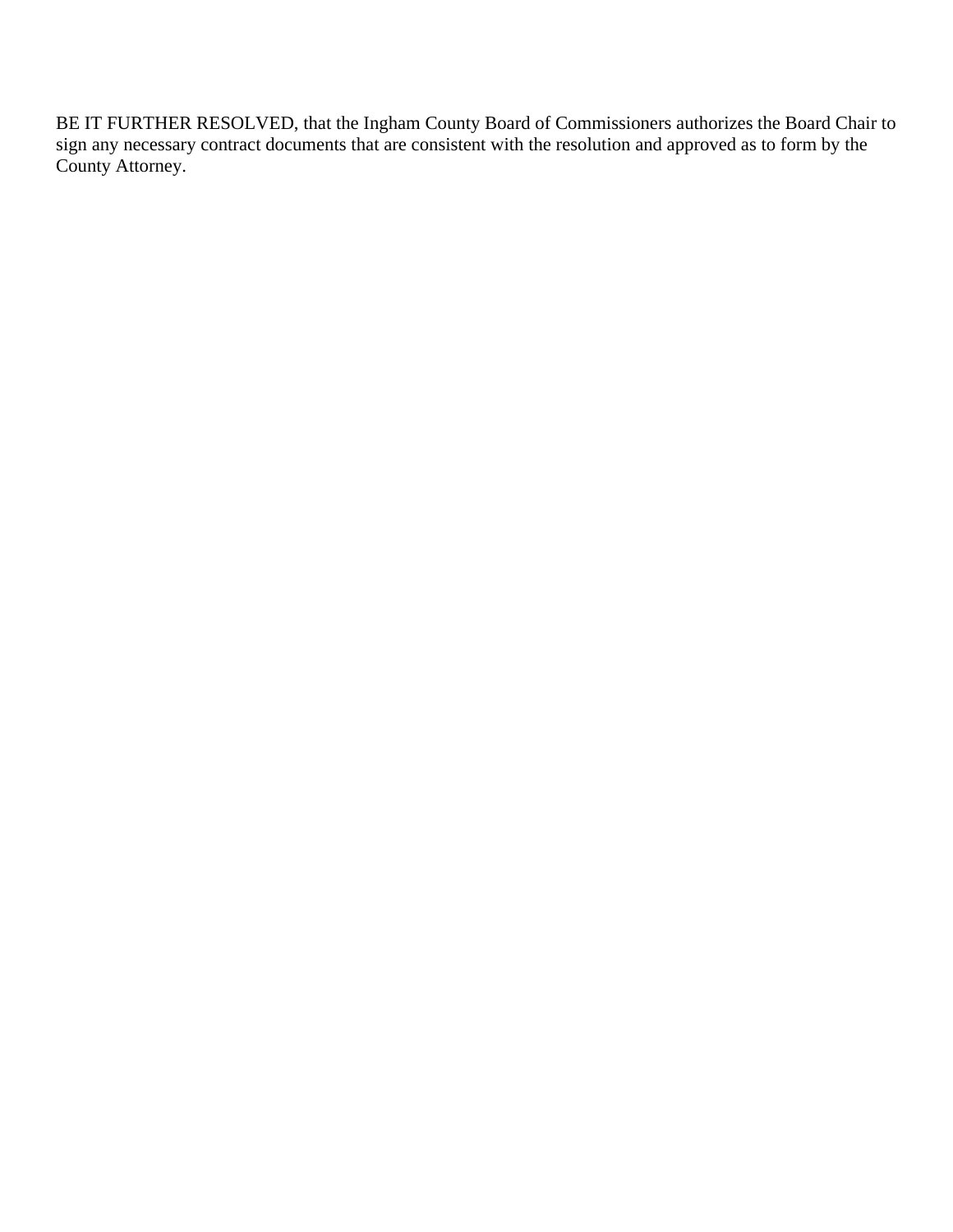BE IT FURTHER RESOLVED, that the Ingham County Board of Commissioners authorizes the Board Chair to sign any necessary contract documents that are consistent with the resolution and approved as to form by the County Attorney.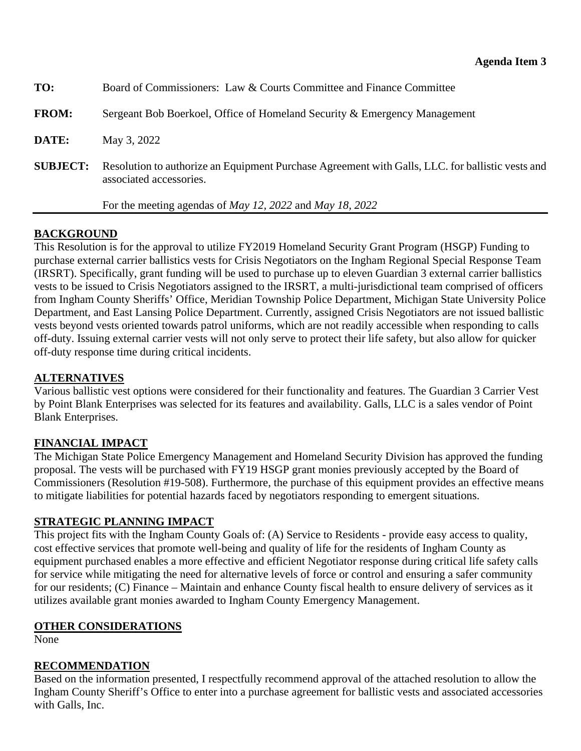**Agenda Item 3**

**TO:** Board of Commissioners: Law & Courts Committee and Finance Committee

**FROM:** Sergeant Bob Boerkoel, Office of Homeland Security & Emergency Management

**DATE:** May 3, 2022

**SUBJECT:** Resolution to authorize an Equipment Purchase Agreement with Galls, LLC. for ballistic vests and associated accessories.

For the meeting agendas of *May 12, 2022* and *May 18, 2022*

---

## BACKGROUND

This Resolution is for the approval to utilize FY2019 Homeland Security Grant Program (HSGP) Funding to purchase external carrier ballistics vests for Crisis Negotiators on the Ingham Regional Special Response Team (IRSRT). Specifically, grant funding will be used to purchase up to eleven Guardian 3 external carrier ballistics vests to be issued to Crisis Negotiators assigned to the IRSRT, a multi-jurisdictional team comprised of officers from Ingham County Sheriffs' Office, Meridian Township Police Department, Michigan State University Police Department, and East Lansing Police Department. Currently, assigned Crisis Negotiators are not issued ballistic vests beyond vests oriented towards patrol uniforms, which are not readily accessible when responding to calls off-duty. Issuing external carrier vests will not only serve to protect their life safety, but also allow for quicker off-duty response time during critical incidents.

## ALTERNATIVES

Various ballistic vest options were considered for their functionality and features. The Guardian 3 Carrier Vest by Point Blank Enterprises was selected for its features and availability. Galls, LLC is a sales vendor of Point Blank Enterprises.

## FINANCIAL IMPACT

The Michigan State Police Emergency Management and Homeland Security Division has approved the funding proposal. The vests will be purchased with FY19 HSGP grant monies previously accepted by the Board of Commissioners (Resolution #19-508). Furthermore, the purchase of this equipment provides an effective means to mitigate liabilities for potential hazards faced by negotiators responding to emergent situations.

## STRATEGIC PLANNING IMPACT

This project fits with the Ingham County Goals of: (A) Service to Residents - provide easy access to quality, cost effective services that promote well-being and quality of life for the residents of Ingham County as equipment purchased enables a more effective and efficient Negotiator response during critical life safety calls for service while mitigating the need for alternative levels of force or control and ensuring a safer community for our residents; (C) Finance – Maintain and enhance County fiscal health to ensure delivery of services as it utilizes available grant monies awarded to Ingham County Emergency Management.

## OTHER CONSIDERATIONS

None

## RECOMMENDATION

Based on the information presented, I respectfully recommend approval of the attached resolution to allow the Ingham County Sheriff's Office to enter into a purchase agreement for ballistic vests and associated accessories with Galls, Inc.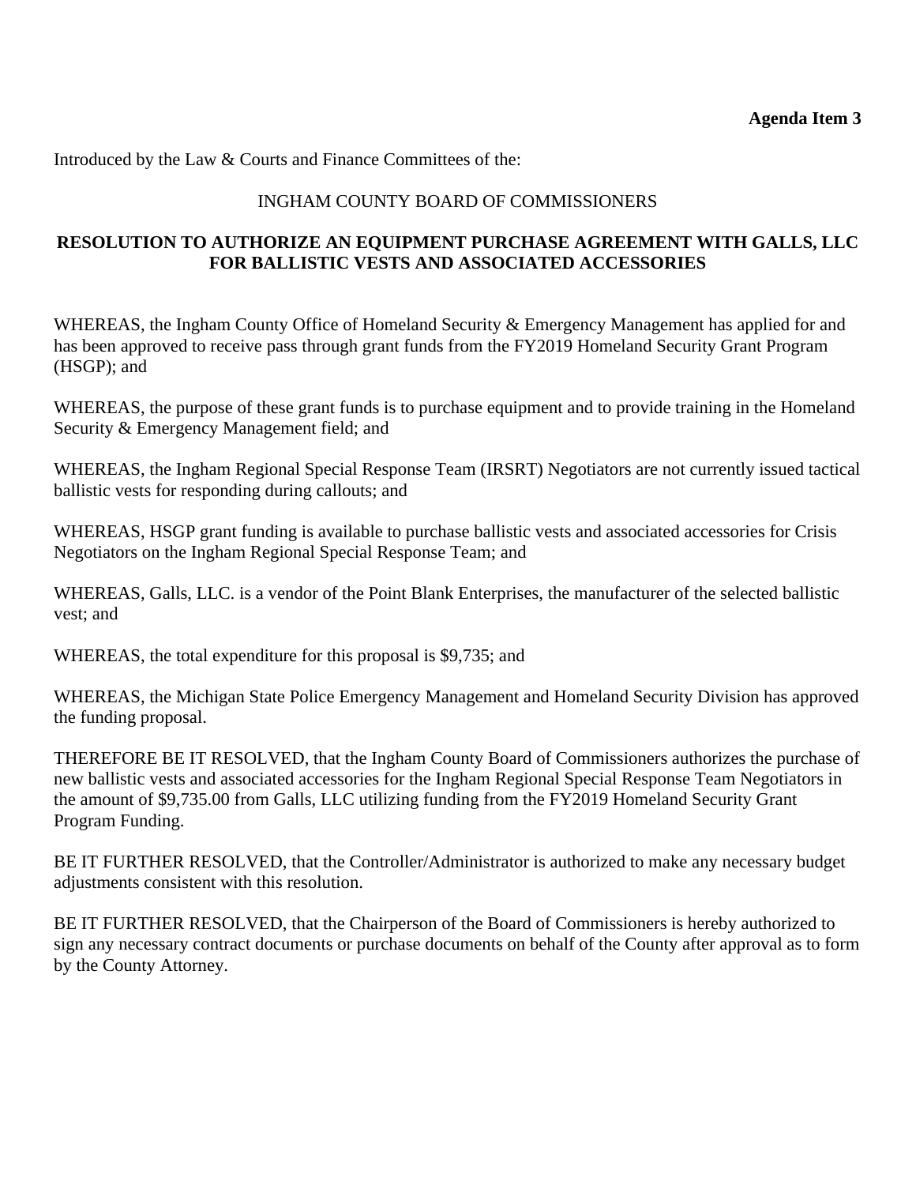**Agenda Item 3**

Introduced by the Law & Courts and Finance Committees of the:

INGHAM COUNTY BOARD OF COMMISSIONERS

**RESOLUTION TO AUTHORIZE AN EQUIPMENT PURCHASE AGREEMENT WITH GALLS, LLC FOR BALLISTIC VESTS AND ASSOCIATED ACCESSORIES**

WHEREAS, the Ingham County Office of Homeland Security & Emergency Management has applied for and has been approved to receive pass through grant funds from the FY2019 Homeland Security Grant Program (HSGP); and

WHEREAS, the purpose of these grant funds is to purchase equipment and to provide training in the Homeland Security & Emergency Management field; and

WHEREAS, the Ingham Regional Special Response Team (IRSRT) Negotiators are not currently issued tactical ballistic vests for responding during callouts; and

WHEREAS, HSGP grant funding is available to purchase ballistic vests and associated accessories for Crisis Negotiators on the Ingham Regional Special Response Team; and

WHEREAS, Galls, LLC. is a vendor of the Point Blank Enterprises, the manufacturer of the selected ballistic vest; and

WHEREAS, the total expenditure for this proposal is $9,735; and

WHEREAS, the Michigan State Police Emergency Management and Homeland Security Division has approved the funding proposal.

THEREFORE BE IT RESOLVED, that the Ingham County Board of Commissioners authorizes the purchase of new ballistic vests and associated accessories for the Ingham Regional Special Response Team Negotiators in the amount of $9,735.00 from Galls, LLC utilizing funding from the FY2019 Homeland Security Grant Program Funding.

BE IT FURTHER RESOLVED, that the Controller/Administrator is authorized to make any necessary budget adjustments consistent with this resolution.

BE IT FURTHER RESOLVED, that the Chairperson of the Board of Commissioners is hereby authorized to sign any necessary contract documents or purchase documents on behalf of the County after approval as to form by the County Attorney.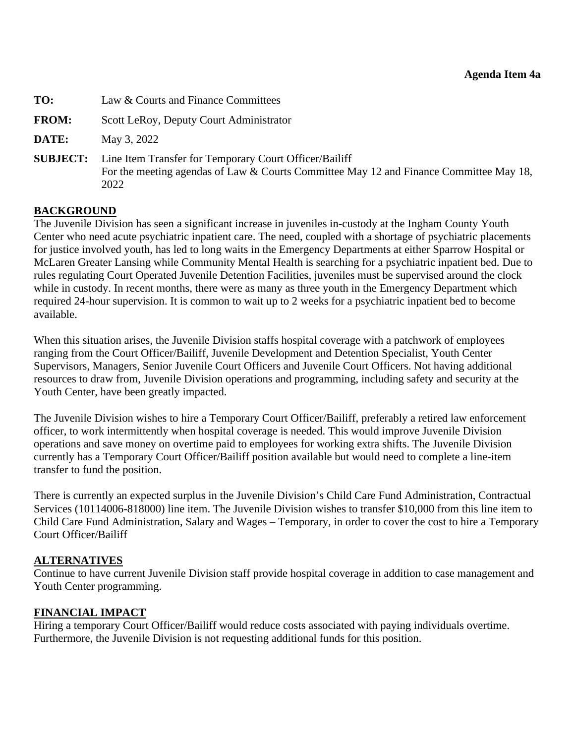**Agenda Item 4a**

**TO:** Law & Courts and Finance Committees

**FROM:** Scott LeRoy, Deputy Court Administrator

**DATE:** May 3, 2022

**SUBJECT:** Line Item Transfer for Temporary Court Officer/Bailiff
For the meeting agendas of Law & Courts Committee May 12 and Finance Committee May 18, 2022

## BACKGROUND

The Juvenile Division has seen a significant increase in juveniles in-custody at the Ingham County Youth Center who need acute psychiatric inpatient care. The need, coupled with a shortage of psychiatric placements for justice involved youth, has led to long waits in the Emergency Departments at either Sparrow Hospital or McLaren Greater Lansing while Community Mental Health is searching for a psychiatric inpatient bed. Due to rules regulating Court Operated Juvenile Detention Facilities, juveniles must be supervised around the clock while in custody. In recent months, there were as many as three youth in the Emergency Department which required 24-hour supervision. It is common to wait up to 2 weeks for a psychiatric inpatient bed to become available.

When this situation arises, the Juvenile Division staffs hospital coverage with a patchwork of employees ranging from the Court Officer/Bailiff, Juvenile Development and Detention Specialist, Youth Center Supervisors, Managers, Senior Juvenile Court Officers and Juvenile Court Officers. Not having additional resources to draw from, Juvenile Division operations and programming, including safety and security at the Youth Center, have been greatly impacted.

The Juvenile Division wishes to hire a Temporary Court Officer/Bailiff, preferably a retired law enforcement officer, to work intermittently when hospital coverage is needed. This would improve Juvenile Division operations and save money on overtime paid to employees for working extra shifts. The Juvenile Division currently has a Temporary Court Officer/Bailiff position available but would need to complete a line-item transfer to fund the position.

There is currently an expected surplus in the Juvenile Division's Child Care Fund Administration, Contractual Services (10114006-818000) line item. The Juvenile Division wishes to transfer $10,000 from this line item to Child Care Fund Administration, Salary and Wages – Temporary, in order to cover the cost to hire a Temporary Court Officer/Bailiff

## ALTERNATIVES

Continue to have current Juvenile Division staff provide hospital coverage in addition to case management and Youth Center programming.

## FINANCIAL IMPACT

Hiring a temporary Court Officer/Bailiff would reduce costs associated with paying individuals overtime. Furthermore, the Juvenile Division is not requesting additional funds for this position.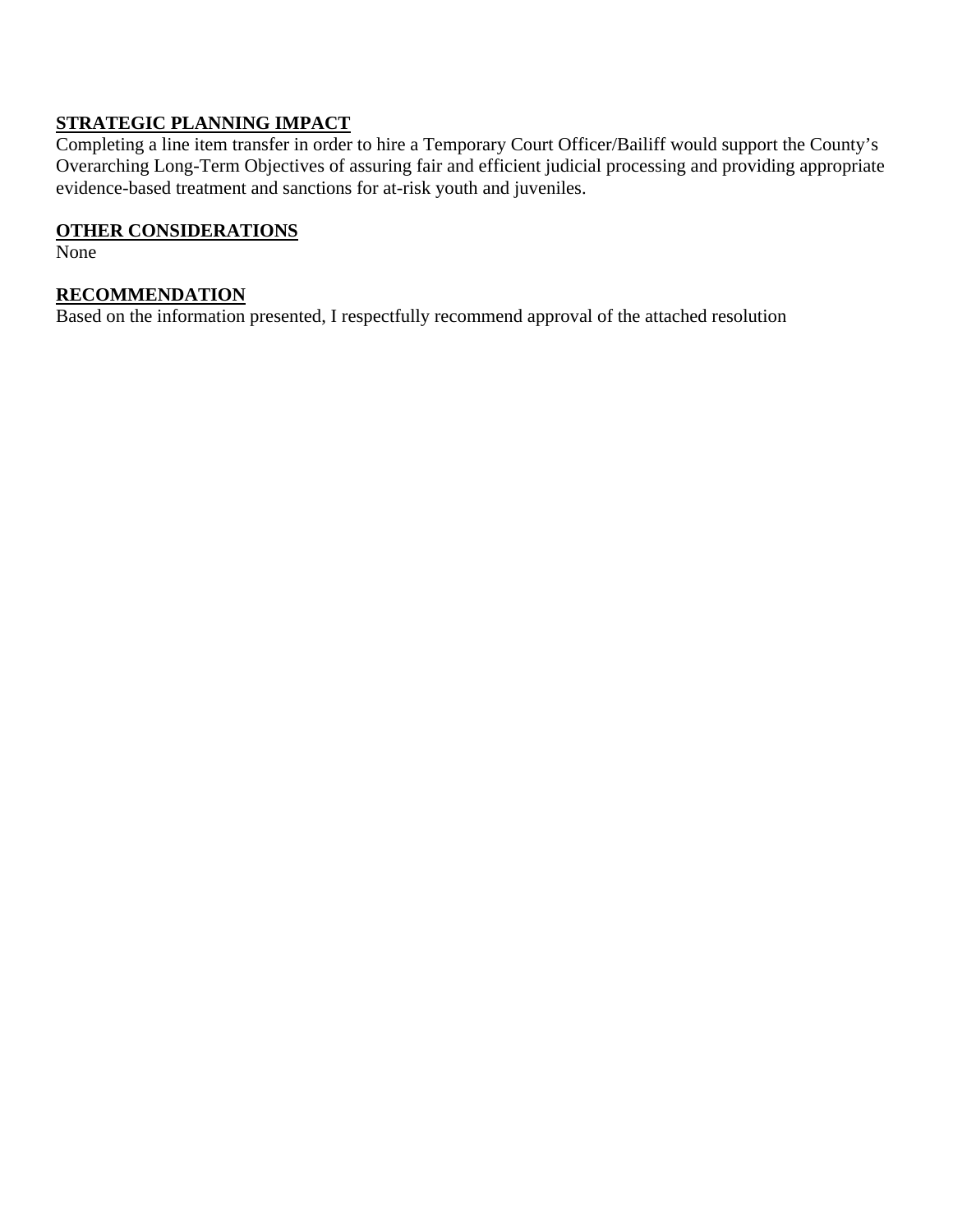**STRATEGIC PLANNING IMPACT**

Completing a line item transfer in order to hire a Temporary Court Officer/Bailiff would support the County's Overarching Long-Term Objectives of assuring fair and efficient judicial processing and providing appropriate evidence-based treatment and sanctions for at-risk youth and juveniles.

**OTHER CONSIDERATIONS**

None

**RECOMMENDATION**

Based on the information presented, I respectfully recommend approval of the attached resolution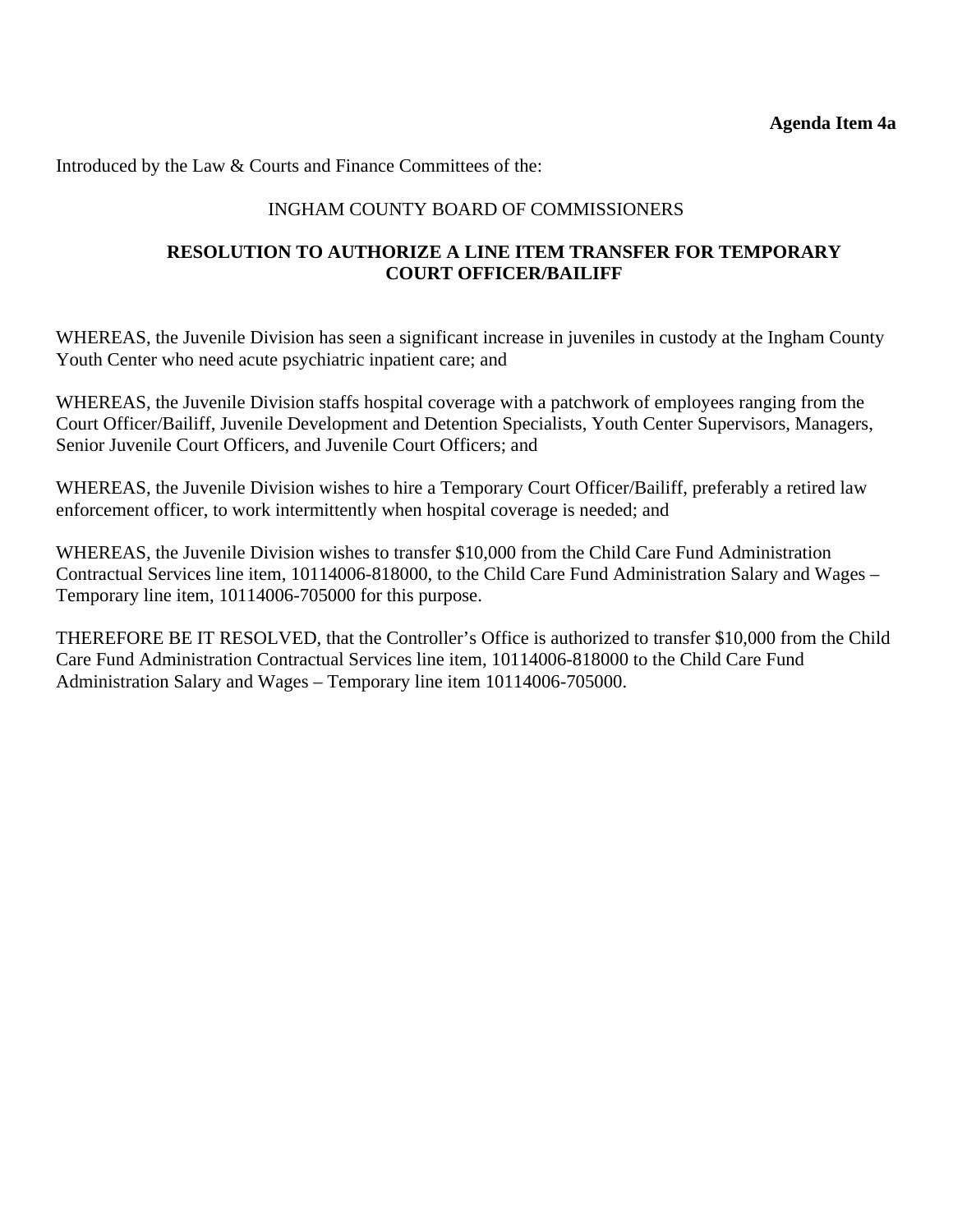**Agenda Item 4a**

Introduced by the Law & Courts and Finance Committees of the:

INGHAM COUNTY BOARD OF COMMISSIONERS

**RESOLUTION TO AUTHORIZE A LINE ITEM TRANSFER FOR TEMPORARY COURT OFFICER/BAILIFF**

WHEREAS, the Juvenile Division has seen a significant increase in juveniles in custody at the Ingham County Youth Center who need acute psychiatric inpatient care; and

WHEREAS, the Juvenile Division staffs hospital coverage with a patchwork of employees ranging from the Court Officer/Bailiff, Juvenile Development and Detention Specialists, Youth Center Supervisors, Managers, Senior Juvenile Court Officers, and Juvenile Court Officers; and

WHEREAS, the Juvenile Division wishes to hire a Temporary Court Officer/Bailiff, preferably a retired law enforcement officer, to work intermittently when hospital coverage is needed; and

WHEREAS, the Juvenile Division wishes to transfer $10,000 from the Child Care Fund Administration Contractual Services line item, 10114006-818000, to the Child Care Fund Administration Salary and Wages – Temporary line item, 10114006-705000 for this purpose.

THEREFORE BE IT RESOLVED, that the Controller's Office is authorized to transfer $10,000 from the Child Care Fund Administration Contractual Services line item, 10114006-818000 to the Child Care Fund Administration Salary and Wages – Temporary line item 10114006-705000.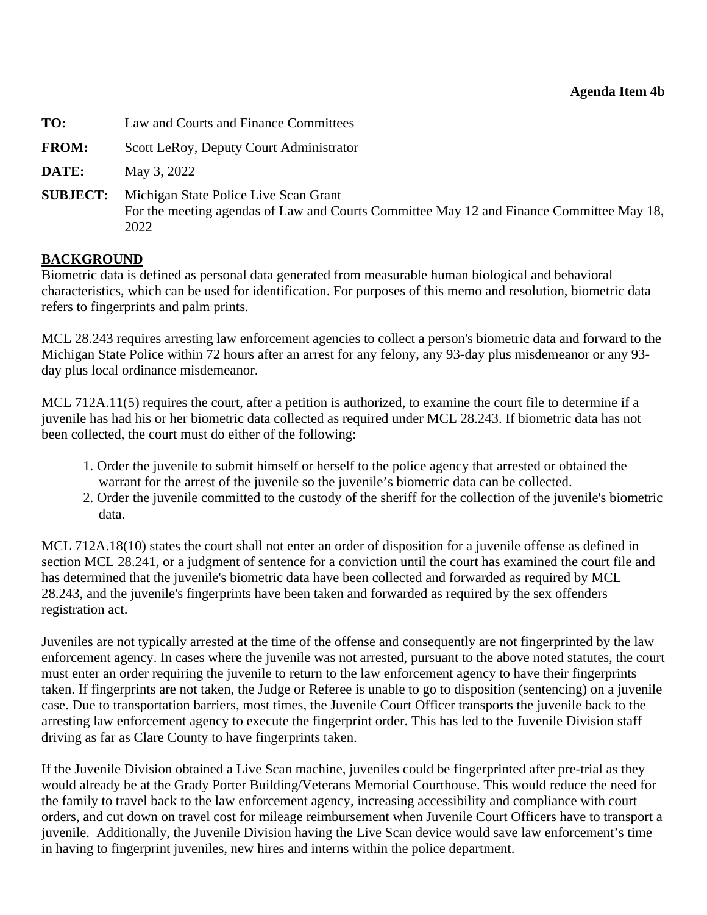**Agenda Item 4b**

**TO:** Law and Courts and Finance Committees

**FROM:** Scott LeRoy, Deputy Court Administrator

**DATE:** May 3, 2022

**SUBJECT:** Michigan State Police Live Scan Grant
For the meeting agendas of Law and Courts Committee May 12 and Finance Committee May 18, 2022

**BACKGROUND**

Biometric data is defined as personal data generated from measurable human biological and behavioral characteristics, which can be used for identification. For purposes of this memo and resolution, biometric data refers to fingerprints and palm prints.

MCL 28.243 requires arresting law enforcement agencies to collect a person's biometric data and forward to the Michigan State Police within 72 hours after an arrest for any felony, any 93-day plus misdemeanor or any 93-day plus local ordinance misdemeanor.

MCL 712A.11(5) requires the court, after a petition is authorized, to examine the court file to determine if a juvenile has had his or her biometric data collected as required under MCL 28.243. If biometric data has not been collected, the court must do either of the following:

1. Order the juvenile to submit himself or herself to the police agency that arrested or obtained the warrant for the arrest of the juvenile so the juvenile's biometric data can be collected.
2. Order the juvenile committed to the custody of the sheriff for the collection of the juvenile's biometric data.

MCL 712A.18(10) states the court shall not enter an order of disposition for a juvenile offense as defined in section MCL 28.241, or a judgment of sentence for a conviction until the court has examined the court file and has determined that the juvenile's biometric data have been collected and forwarded as required by MCL 28.243, and the juvenile's fingerprints have been taken and forwarded as required by the sex offenders registration act.

Juveniles are not typically arrested at the time of the offense and consequently are not fingerprinted by the law enforcement agency. In cases where the juvenile was not arrested, pursuant to the above noted statutes, the court must enter an order requiring the juvenile to return to the law enforcement agency to have their fingerprints taken. If fingerprints are not taken, the Judge or Referee is unable to go to disposition (sentencing) on a juvenile case. Due to transportation barriers, most times, the Juvenile Court Officer transports the juvenile back to the arresting law enforcement agency to execute the fingerprint order. This has led to the Juvenile Division staff driving as far as Clare County to have fingerprints taken.

If the Juvenile Division obtained a Live Scan machine, juveniles could be fingerprinted after pre-trial as they would already be at the Grady Porter Building/Veterans Memorial Courthouse. This would reduce the need for the family to travel back to the law enforcement agency, increasing accessibility and compliance with court orders, and cut down on travel cost for mileage reimbursement when Juvenile Court Officers have to transport a juvenile. Additionally, the Juvenile Division having the Live Scan device would save law enforcement's time in having to fingerprint juveniles, new hires and interns within the police department.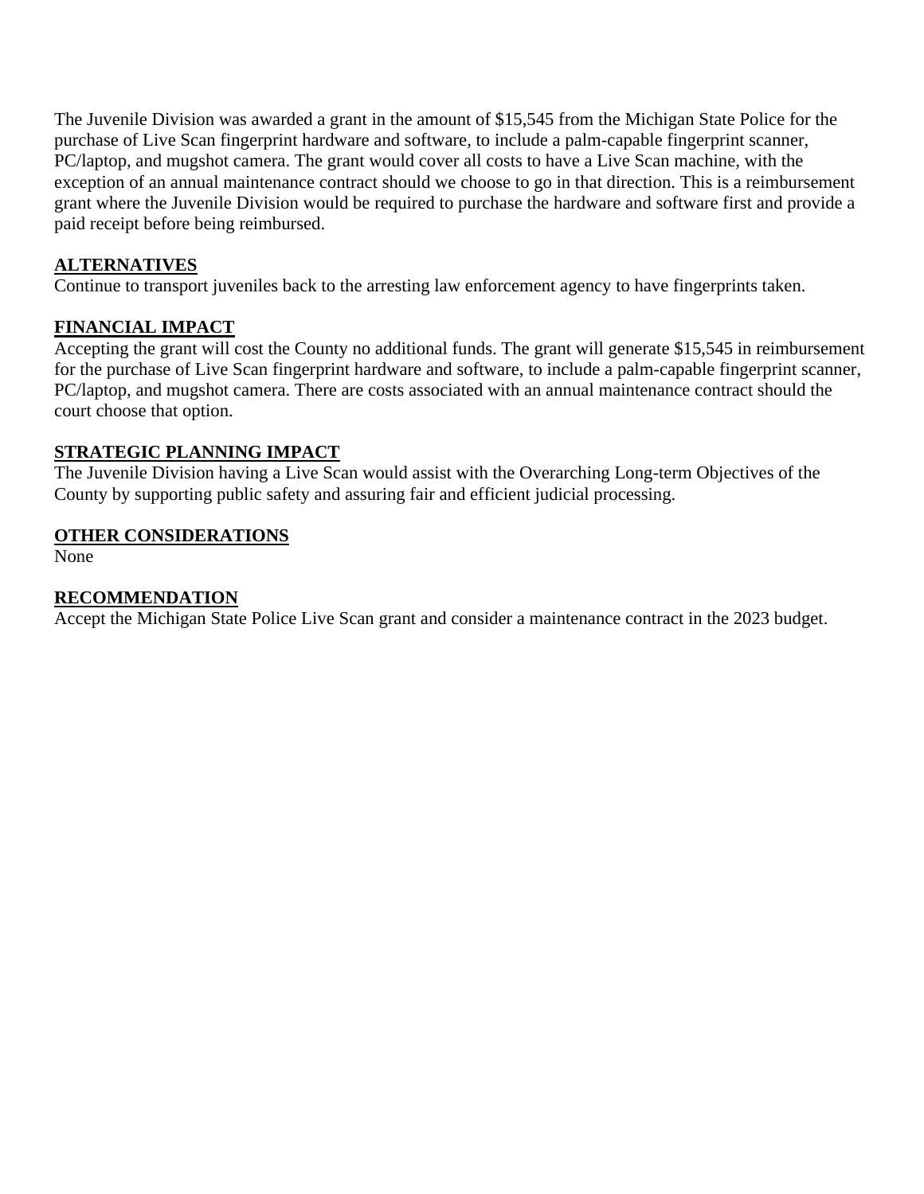The Juvenile Division was awarded a grant in the amount of $15,545 from the Michigan State Police for the purchase of Live Scan fingerprint hardware and software, to include a palm-capable fingerprint scanner, PC/laptop, and mugshot camera. The grant would cover all costs to have a Live Scan machine, with the exception of an annual maintenance contract should we choose to go in that direction. This is a reimbursement grant where the Juvenile Division would be required to purchase the hardware and software first and provide a paid receipt before being reimbursed.

## ALTERNATIVES

Continue to transport juveniles back to the arresting law enforcement agency to have fingerprints taken.

## FINANCIAL IMPACT

Accepting the grant will cost the County no additional funds. The grant will generate $15,545 in reimbursement for the purchase of Live Scan fingerprint hardware and software, to include a palm-capable fingerprint scanner, PC/laptop, and mugshot camera. There are costs associated with an annual maintenance contract should the court choose that option.

## STRATEGIC PLANNING IMPACT

The Juvenile Division having a Live Scan would assist with the Overarching Long-term Objectives of the County by supporting public safety and assuring fair and efficient judicial processing.

## OTHER CONSIDERATIONS

None

## RECOMMENDATION

Accept the Michigan State Police Live Scan grant and consider a maintenance contract in the 2023 budget.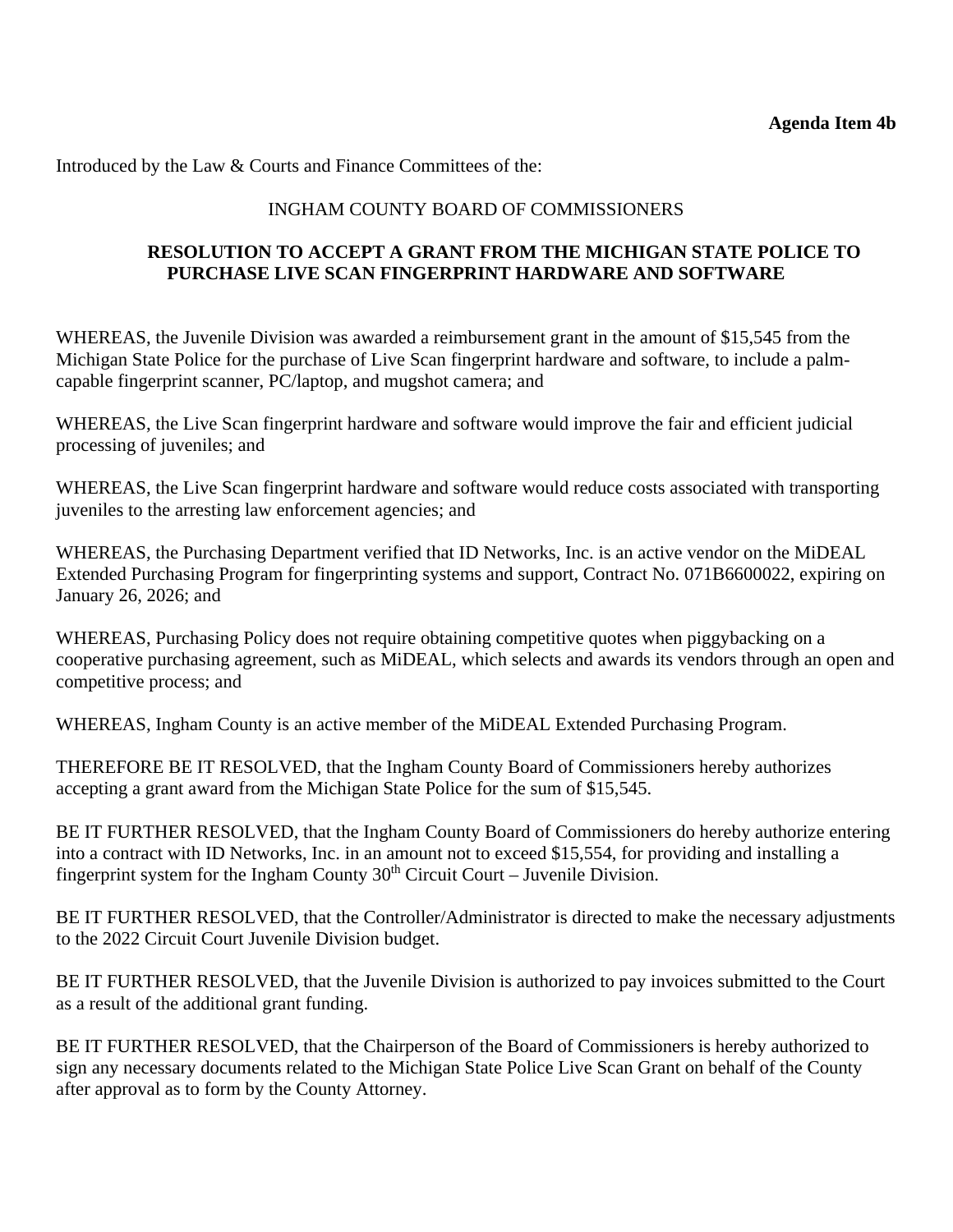**Agenda Item 4b**

Introduced by the Law & Courts and Finance Committees of the:

INGHAM COUNTY BOARD OF COMMISSIONERS

**RESOLUTION TO ACCEPT A GRANT FROM THE MICHIGAN STATE POLICE TO PURCHASE LIVE SCAN FINGERPRINT HARDWARE AND SOFTWARE**

WHEREAS, the Juvenile Division was awarded a reimbursement grant in the amount of $15,545 from the Michigan State Police for the purchase of Live Scan fingerprint hardware and software, to include a palm-capable fingerprint scanner, PC/laptop, and mugshot camera; and

WHEREAS, the Live Scan fingerprint hardware and software would improve the fair and efficient judicial processing of juveniles; and

WHEREAS, the Live Scan fingerprint hardware and software would reduce costs associated with transporting juveniles to the arresting law enforcement agencies; and

WHEREAS, the Purchasing Department verified that ID Networks, Inc. is an active vendor on the MiDEAL Extended Purchasing Program for fingerprinting systems and support, Contract No. 071B6600022, expiring on January 26, 2026; and

WHEREAS, Purchasing Policy does not require obtaining competitive quotes when piggybacking on a cooperative purchasing agreement, such as MiDEAL, which selects and awards its vendors through an open and competitive process; and

WHEREAS, Ingham County is an active member of the MiDEAL Extended Purchasing Program.

THEREFORE BE IT RESOLVED, that the Ingham County Board of Commissioners hereby authorizes accepting a grant award from the Michigan State Police for the sum of $15,545.

BE IT FURTHER RESOLVED, that the Ingham County Board of Commissioners do hereby authorize entering into a contract with ID Networks, Inc. in an amount not to exceed $15,554, for providing and installing a fingerprint system for the Ingham County 30th Circuit Court – Juvenile Division.

BE IT FURTHER RESOLVED, that the Controller/Administrator is directed to make the necessary adjustments to the 2022 Circuit Court Juvenile Division budget.

BE IT FURTHER RESOLVED, that the Juvenile Division is authorized to pay invoices submitted to the Court as a result of the additional grant funding.

BE IT FURTHER RESOLVED, that the Chairperson of the Board of Commissioners is hereby authorized to sign any necessary documents related to the Michigan State Police Live Scan Grant on behalf of the County after approval as to form by the County Attorney.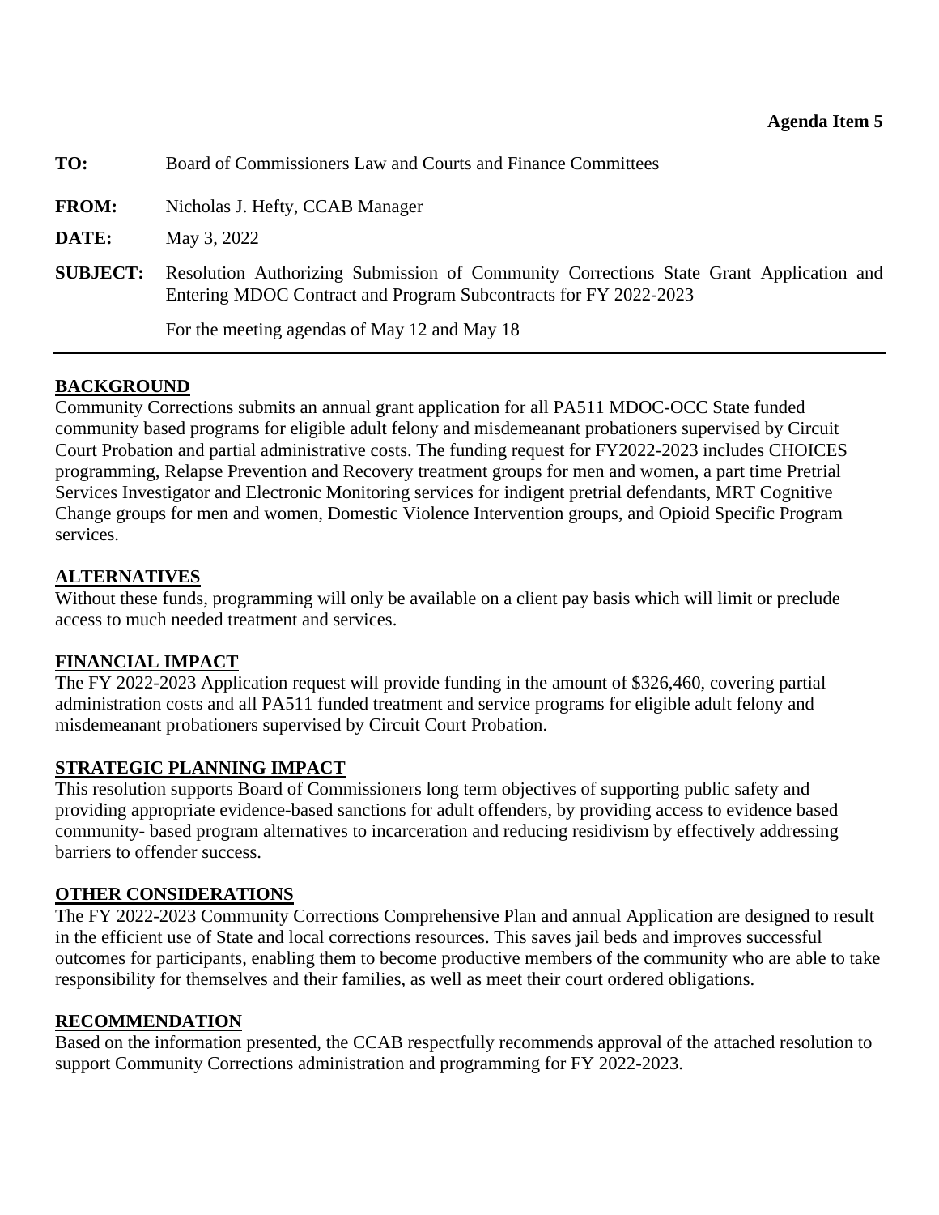**Agenda Item 5**

| | |
|---|---|
| **TO:** | Board of Commissioners Law and Courts and Finance Committees |
| **FROM:** | Nicholas J. Hefty, CCAB Manager |
| **DATE:** | May 3, 2022 |
| **SUBJECT:** | Resolution Authorizing Submission of Community Corrections State Grant Application and Entering MDOC Contract and Program Subcontracts for FY 2022-2023<br><br>For the meeting agendas of May 12 and May 18 |

---

## BACKGROUND

Community Corrections submits an annual grant application for all PA511 MDOC-OCC State funded community based programs for eligible adult felony and misdemeanant probationers supervised by Circuit Court Probation and partial administrative costs. The funding request for FY2022-2023 includes CHOICES programming, Relapse Prevention and Recovery treatment groups for men and women, a part time Pretrial Services Investigator and Electronic Monitoring services for indigent pretrial defendants, MRT Cognitive Change groups for men and women, Domestic Violence Intervention groups, and Opioid Specific Program services.

## ALTERNATIVES

Without these funds, programming will only be available on a client pay basis which will limit or preclude access to much needed treatment and services.

## FINANCIAL IMPACT

The FY 2022-2023 Application request will provide funding in the amount of $326,460, covering partial administration costs and all PA511 funded treatment and service programs for eligible adult felony and misdemeanant probationers supervised by Circuit Court Probation.

## STRATEGIC PLANNING IMPACT

This resolution supports Board of Commissioners long term objectives of supporting public safety and providing appropriate evidence-based sanctions for adult offenders, by providing access to evidence based community- based program alternatives to incarceration and reducing residivism by effectively addressing barriers to offender success.

## OTHER CONSIDERATIONS

The FY 2022-2023 Community Corrections Comprehensive Plan and annual Application are designed to result in the efficient use of State and local corrections resources. This saves jail beds and improves successful outcomes for participants, enabling them to become productive members of the community who are able to take responsibility for themselves and their families, as well as meet their court ordered obligations.

## RECOMMENDATION

Based on the information presented, the CCAB respectfully recommends approval of the attached resolution to support Community Corrections administration and programming for FY 2022-2023.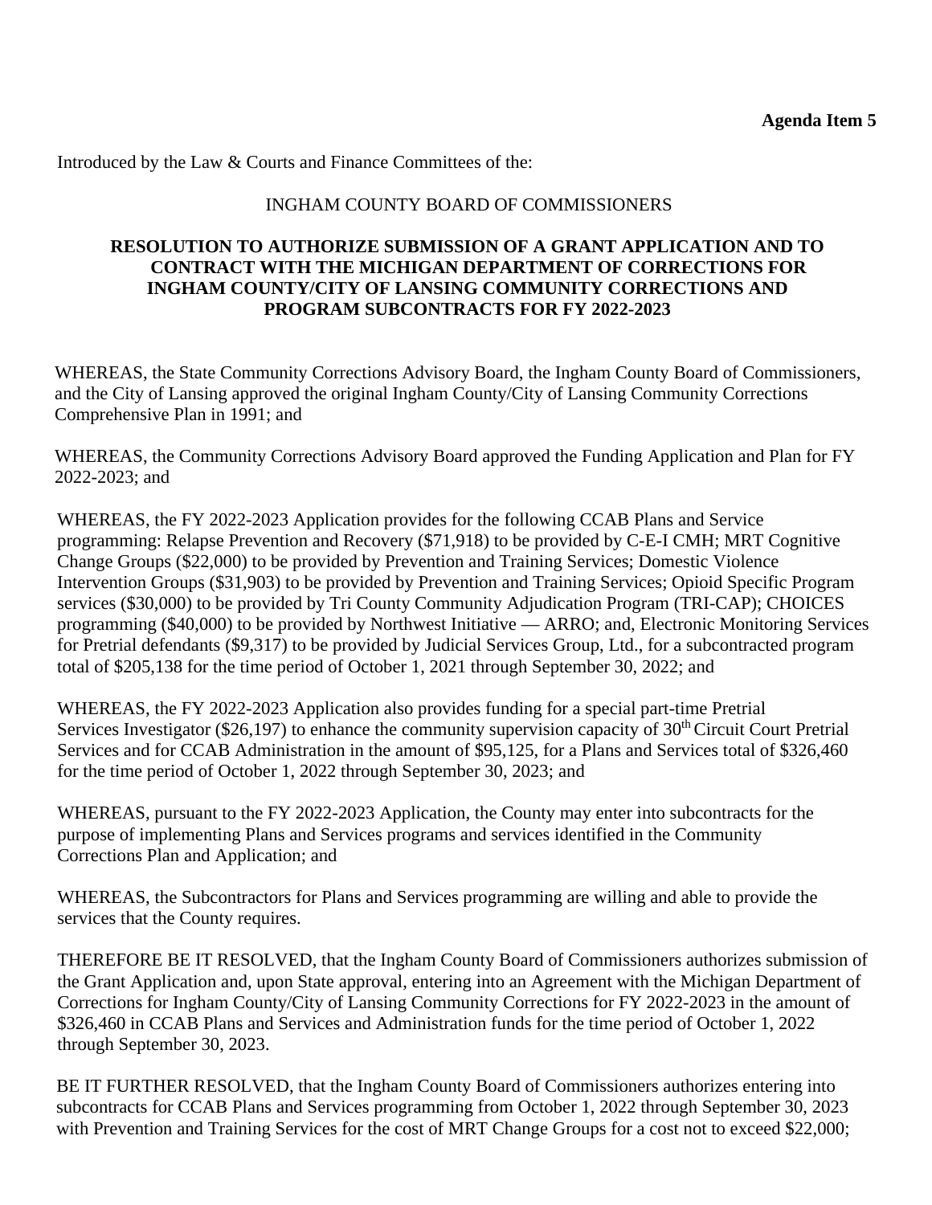**Agenda Item 5**

Introduced by the Law & Courts and Finance Committees of the:

INGHAM COUNTY BOARD OF COMMISSIONERS

**RESOLUTION TO AUTHORIZE SUBMISSION OF A GRANT APPLICATION AND TO CONTRACT WITH THE MICHIGAN DEPARTMENT OF CORRECTIONS FOR INGHAM COUNTY/CITY OF LANSING COMMUNITY CORRECTIONS AND PROGRAM SUBCONTRACTS FOR FY 2022-2023**

WHEREAS, the State Community Corrections Advisory Board, the Ingham County Board of Commissioners, and the City of Lansing approved the original Ingham County/City of Lansing Community Corrections Comprehensive Plan in 1991; and

WHEREAS, the Community Corrections Advisory Board approved the Funding Application and Plan for FY 2022-2023; and

WHEREAS, the FY 2022-2023 Application provides for the following CCAB Plans and Service programming: Relapse Prevention and Recovery ($71,918) to be provided by C-E-I CMH; MRT Cognitive Change Groups ($22,000) to be provided by Prevention and Training Services; Domestic Violence Intervention Groups ($31,903) to be provided by Prevention and Training Services; Opioid Specific Program services ($30,000) to be provided by Tri County Community Adjudication Program (TRI-CAP); CHOICES programming ($40,000) to be provided by Northwest Initiative — ARRO; and, Electronic Monitoring Services for Pretrial defendants ($9,317) to be provided by Judicial Services Group, Ltd., for a subcontracted program total of $205,138 for the time period of October 1, 2021 through September 30, 2022; and

WHEREAS, the FY 2022-2023 Application also provides funding for a special part-time Pretrial Services Investigator ($26,197) to enhance the community supervision capacity of 30th Circuit Court Pretrial Services and for CCAB Administration in the amount of $95,125, for a Plans and Services total of $326,460 for the time period of October 1, 2022 through September 30, 2023; and

WHEREAS, pursuant to the FY 2022-2023 Application, the County may enter into subcontracts for the purpose of implementing Plans and Services programs and services identified in the Community Corrections Plan and Application; and

WHEREAS, the Subcontractors for Plans and Services programming are willing and able to provide the services that the County requires.

THEREFORE BE IT RESOLVED, that the Ingham County Board of Commissioners authorizes submission of the Grant Application and, upon State approval, entering into an Agreement with the Michigan Department of Corrections for Ingham County/City of Lansing Community Corrections for FY 2022-2023 in the amount of $326,460 in CCAB Plans and Services and Administration funds for the time period of October 1, 2022 through September 30, 2023.

BE IT FURTHER RESOLVED, that the Ingham County Board of Commissioners authorizes entering into subcontracts for CCAB Plans and Services programming from October 1, 2022 through September 30, 2023 with Prevention and Training Services for the cost of MRT Change Groups for a cost not to exceed $22,000;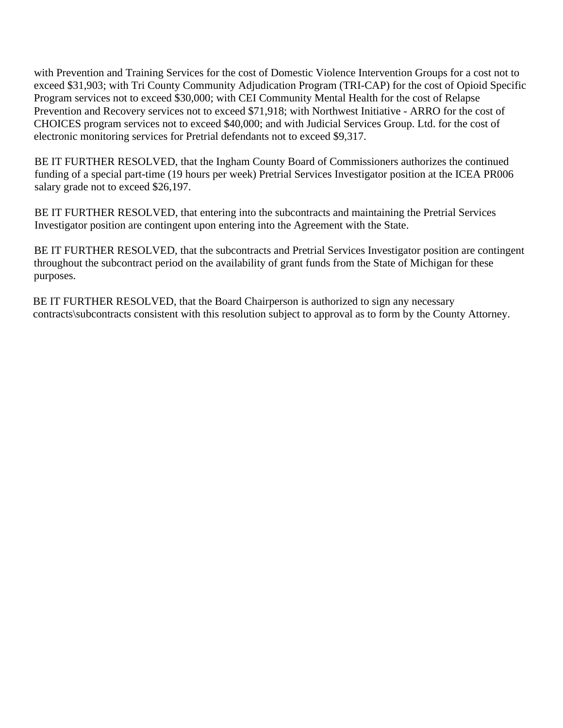with Prevention and Training Services for the cost of Domestic Violence Intervention Groups for a cost not to exceed $31,903; with Tri County Community Adjudication Program (TRI-CAP) for the cost of Opioid Specific Program services not to exceed $30,000; with CEI Community Mental Health for the cost of Relapse Prevention and Recovery services not to exceed $71,918; with Northwest Initiative - ARRO for the cost of CHOICES program services not to exceed $40,000; and with Judicial Services Group. Ltd. for the cost of electronic monitoring services for Pretrial defendants not to exceed $9,317.

BE IT FURTHER RESOLVED, that the Ingham County Board of Commissioners authorizes the continued funding of a special part-time (19 hours per week) Pretrial Services Investigator position at the ICEA PR006 salary grade not to exceed $26,197.

BE IT FURTHER RESOLVED, that entering into the subcontracts and maintaining the Pretrial Services Investigator position are contingent upon entering into the Agreement with the State.

BE IT FURTHER RESOLVED, that the subcontracts and Pretrial Services Investigator position are contingent throughout the subcontract period on the availability of grant funds from the State of Michigan for these purposes.

BE IT FURTHER RESOLVED, that the Board Chairperson is authorized to sign any necessary contracts\subcontracts consistent with this resolution subject to approval as to form by the County Attorney.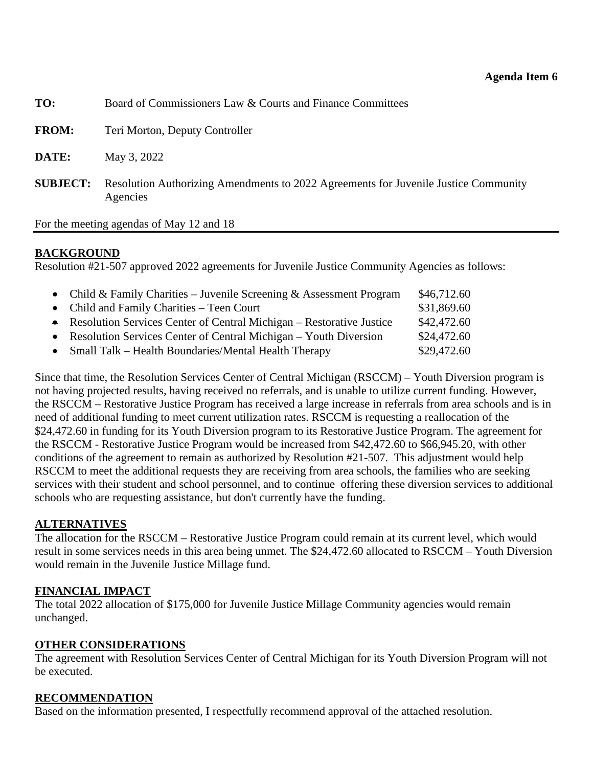**Agenda Item 6**

**TO:** Board of Commissioners Law & Courts and Finance Committees

**FROM:** Teri Morton, Deputy Controller

**DATE:** May 3, 2022

**SUBJECT:** Resolution Authorizing Amendments to 2022 Agreements for Juvenile Justice Community Agencies

For the meeting agendas of May 12 and 18

---

## BACKGROUND

Resolution #21-507 approved 2022 agreements for Juvenile Justice Community Agencies as follows:

- Child & Family Charities – Juvenile Screening & Assessment Program $46,712.60
- Child and Family Charities – Teen Court $31,869.60
- Resolution Services Center of Central Michigan – Restorative Justice $42,472.60
- Resolution Services Center of Central Michigan – Youth Diversion $24,472.60
- Small Talk – Health Boundaries/Mental Health Therapy $29,472.60

Since that time, the Resolution Services Center of Central Michigan (RSCCM) – Youth Diversion program is not having projected results, having received no referrals, and is unable to utilize current funding. However, the RSCCM – Restorative Justice Program has received a large increase in referrals from area schools and is in need of additional funding to meet current utilization rates. RSCCM is requesting a reallocation of the $24,472.60 in funding for its Youth Diversion program to its Restorative Justice Program. The agreement for the RSCCM - Restorative Justice Program would be increased from $42,472.60 to $66,945.20, with other conditions of the agreement to remain as authorized by Resolution #21-507. This adjustment would help RSCCM to meet the additional requests they are receiving from area schools, the families who are seeking services with their student and school personnel, and to continue offering these diversion services to additional schools who are requesting assistance, but don't currently have the funding.

## ALTERNATIVES

The allocation for the RSCCM – Restorative Justice Program could remain at its current level, which would result in some services needs in this area being unmet. The $24,472.60 allocated to RSCCM – Youth Diversion would remain in the Juvenile Justice Millage fund.

## FINANCIAL IMPACT

The total 2022 allocation of $175,000 for Juvenile Justice Millage Community agencies would remain unchanged.

## OTHER CONSIDERATIONS

The agreement with Resolution Services Center of Central Michigan for its Youth Diversion Program will not be executed.

## RECOMMENDATION

Based on the information presented, I respectfully recommend approval of the attached resolution.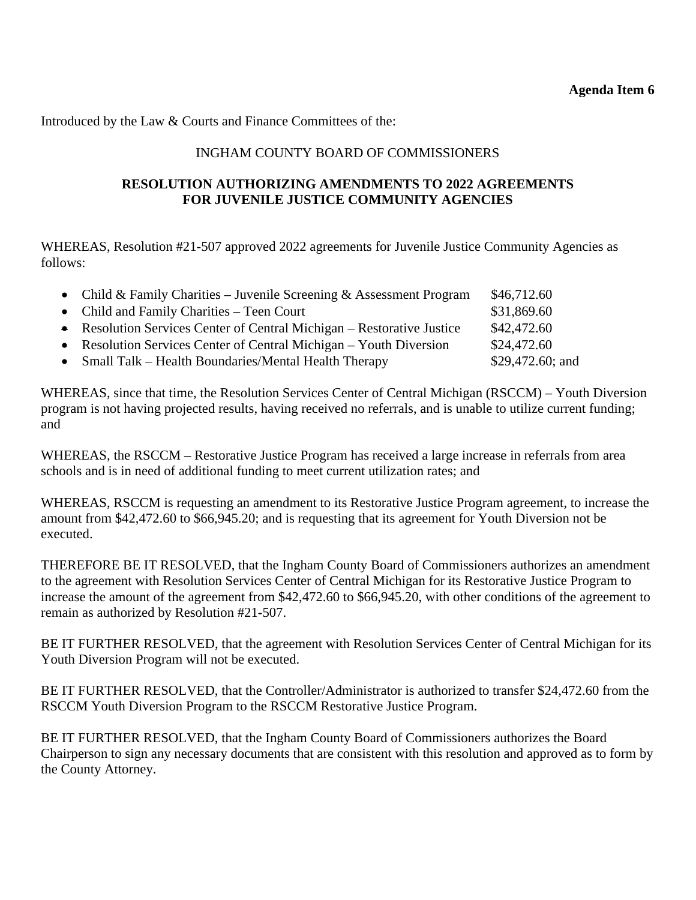**Agenda Item 6**

Introduced by the Law & Courts and Finance Committees of the:

INGHAM COUNTY BOARD OF COMMISSIONERS

**RESOLUTION AUTHORIZING AMENDMENTS TO 2022 AGREEMENTS FOR JUVENILE JUSTICE COMMUNITY AGENCIES**

WHEREAS, Resolution #21-507 approved 2022 agreements for Juvenile Justice Community Agencies as follows:

- Child & Family Charities – Juvenile Screening & Assessment Program $46,712.60
- Child and Family Charities – Teen Court $31,869.60
- Resolution Services Center of Central Michigan – Restorative Justice $42,472.60
- Resolution Services Center of Central Michigan – Youth Diversion $24,472.60
- Small Talk – Health Boundaries/Mental Health Therapy $29,472.60; and

WHEREAS, since that time, the Resolution Services Center of Central Michigan (RSCCM) – Youth Diversion program is not having projected results, having received no referrals, and is unable to utilize current funding; and

WHEREAS, the RSCCM – Restorative Justice Program has received a large increase in referrals from area schools and is in need of additional funding to meet current utilization rates; and

WHEREAS, RSCCM is requesting an amendment to its Restorative Justice Program agreement, to increase the amount from $42,472.60 to $66,945.20; and is requesting that its agreement for Youth Diversion not be executed.

THEREFORE BE IT RESOLVED, that the Ingham County Board of Commissioners authorizes an amendment to the agreement with Resolution Services Center of Central Michigan for its Restorative Justice Program to increase the amount of the agreement from $42,472.60 to $66,945.20, with other conditions of the agreement to remain as authorized by Resolution #21-507.

BE IT FURTHER RESOLVED, that the agreement with Resolution Services Center of Central Michigan for its Youth Diversion Program will not be executed.

BE IT FURTHER RESOLVED, that the Controller/Administrator is authorized to transfer $24,472.60 from the RSCCM Youth Diversion Program to the RSCCM Restorative Justice Program.

BE IT FURTHER RESOLVED, that the Ingham County Board of Commissioners authorizes the Board Chairperson to sign any necessary documents that are consistent with this resolution and approved as to form by the County Attorney.